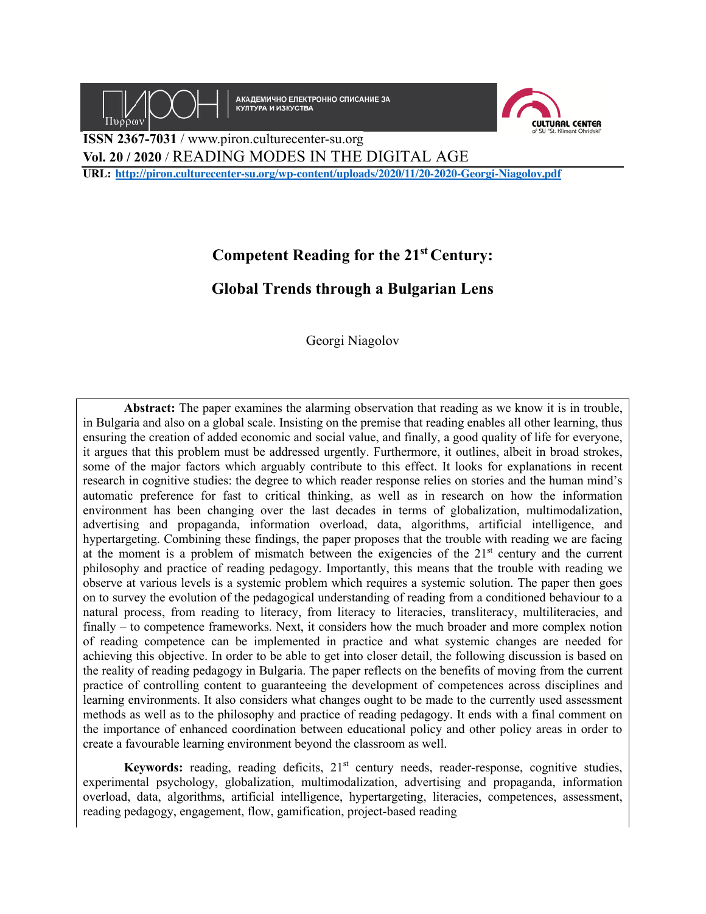ПИРОН Πυρρων | АКАДЕМИЧНО ЕЛЕКТРОННО СПИСАНИЕ ЗА КУЛТУРА И ИЗКУСТВА

CULTURAL CENTER of SU "St. Kliment Ohridski"

**ISSN 2367-7031** / www.piron.culturecenter-su.org
**Vol. 20 / 2020** / READING MODES IN THE DIGITAL AGE
**URL:** **http://piron.culturecenter-su.org/wp-content/uploads/2020/11/20-2020-Georgi-Niagolov.pdf**

# Competent Reading for the 21st Century: Global Trends through a Bulgarian Lens

Georgi Niagolov

**Abstract:** The paper examines the alarming observation that reading as we know it is in trouble, in Bulgaria and also on a global scale. Insisting on the premise that reading enables all other learning, thus ensuring the creation of added economic and social value, and finally, a good quality of life for everyone, it argues that this problem must be addressed urgently. Furthermore, it outlines, albeit in broad strokes, some of the major factors which arguably contribute to this effect. It looks for explanations in recent research in cognitive studies: the degree to which reader response relies on stories and the human mind's automatic preference for fast to critical thinking, as well as in research on how the information environment has been changing over the last decades in terms of globalization, multimodalization, advertising and propaganda, information overload, data, algorithms, artificial intelligence, and hypertargeting. Combining these findings, the paper proposes that the trouble with reading we are facing at the moment is a problem of mismatch between the exigencies of the 21st century and the current philosophy and practice of reading pedagogy. Importantly, this means that the trouble with reading we observe at various levels is a systemic problem which requires a systemic solution. The paper then goes on to survey the evolution of the pedagogical understanding of reading from a conditioned behaviour to a natural process, from reading to literacy, from literacy to literacies, transliteracy, multiliteracies, and finally – to competence frameworks. Next, it considers how the much broader and more complex notion of reading competence can be implemented in practice and what systemic changes are needed for achieving this objective. In order to be able to get into closer detail, the following discussion is based on the reality of reading pedagogy in Bulgaria. The paper reflects on the benefits of moving from the current practice of controlling content to guaranteeing the development of competences across disciplines and learning environments. It also considers what changes ought to be made to the currently used assessment methods as well as to the philosophy and practice of reading pedagogy. It ends with a final comment on the importance of enhanced coordination between educational policy and other policy areas in order to create a favourable learning environment beyond the classroom as well.

**Keywords:** reading, reading deficits, 21st century needs, reader-response, cognitive studies, experimental psychology, globalization, multimodalization, advertising and propaganda, information overload, data, algorithms, artificial intelligence, hypertargeting, literacies, competences, assessment, reading pedagogy, engagement, flow, gamification, project-based reading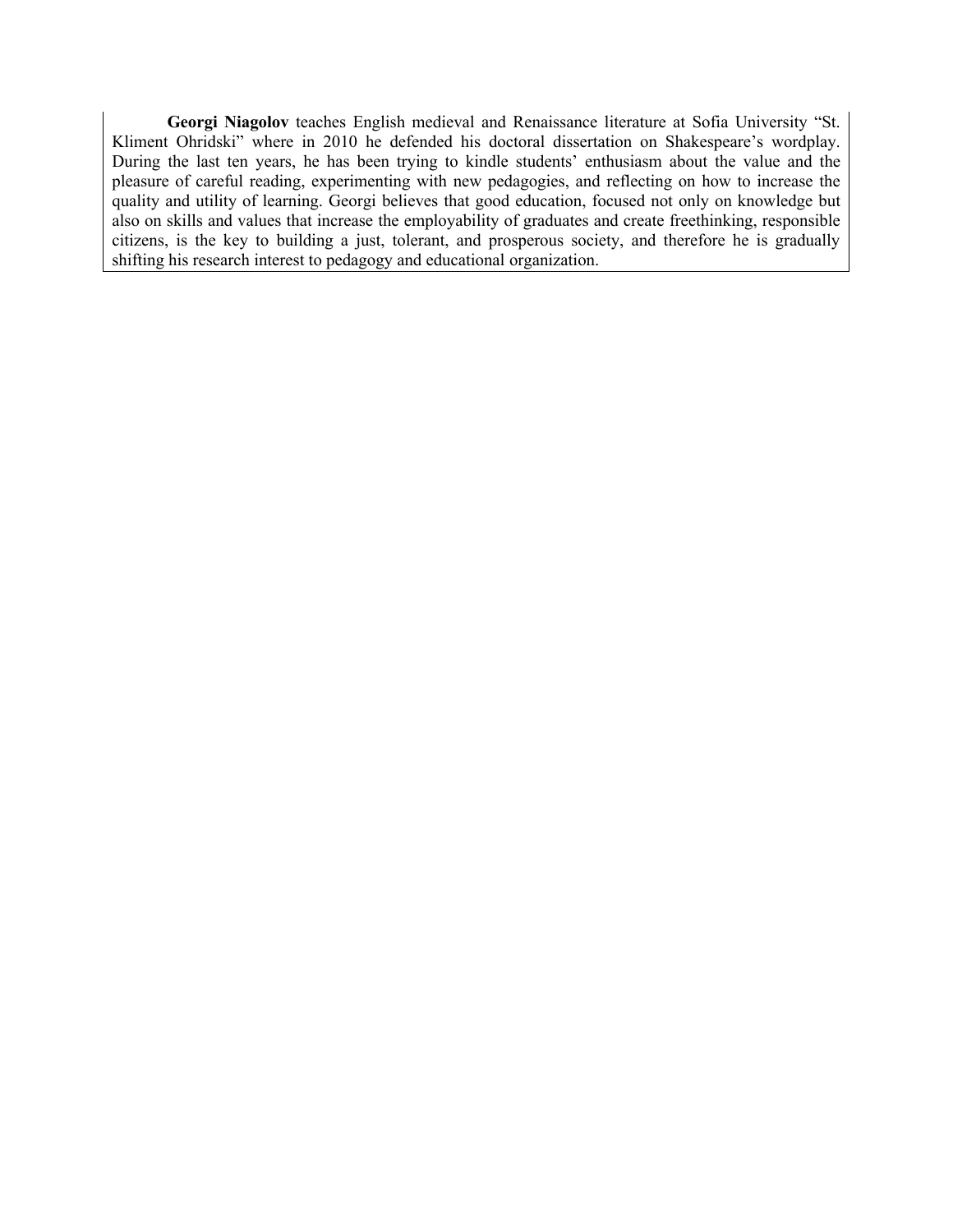**Georgi Niagolov** teaches English medieval and Renaissance literature at Sofia University "St. Kliment Ohridski" where in 2010 he defended his doctoral dissertation on Shakespeare's wordplay. During the last ten years, he has been trying to kindle students' enthusiasm about the value and the pleasure of careful reading, experimenting with new pedagogies, and reflecting on how to increase the quality and utility of learning. Georgi believes that good education, focused not only on knowledge but also on skills and values that increase the employability of graduates and create freethinking, responsible citizens, is the key to building a just, tolerant, and prosperous society, and therefore he is gradually shifting his research interest to pedagogy and educational organization.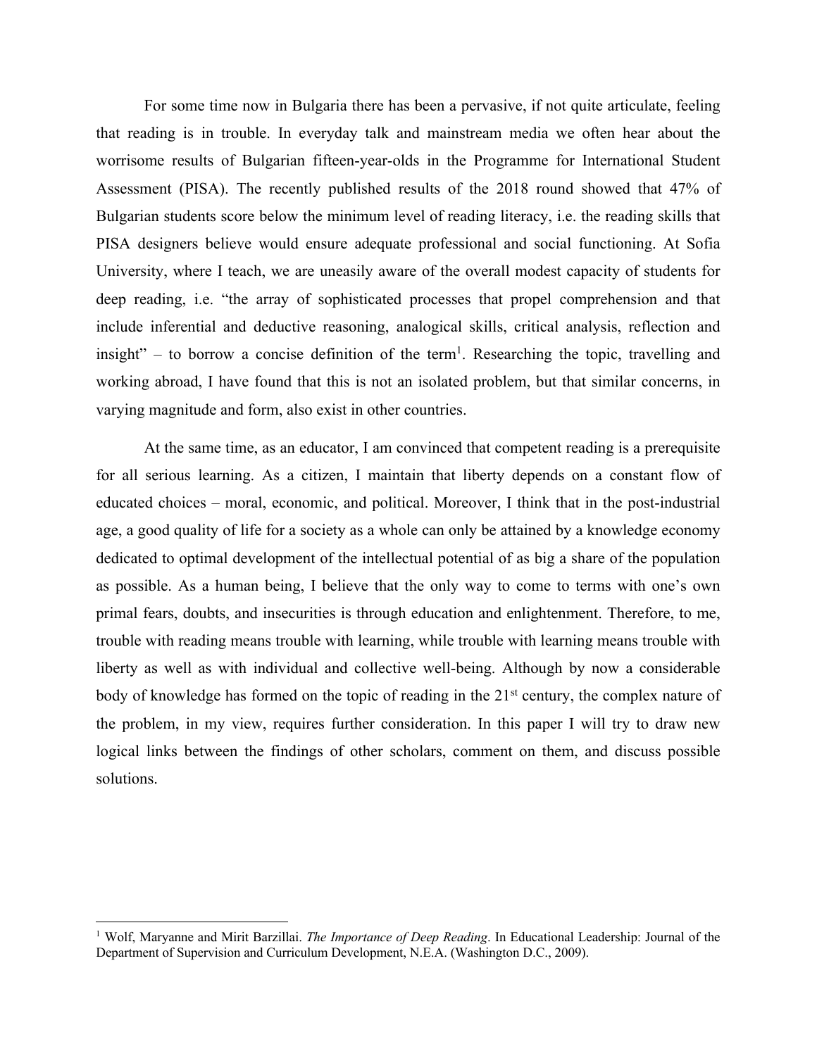For some time now in Bulgaria there has been a pervasive, if not quite articulate, feeling that reading is in trouble. In everyday talk and mainstream media we often hear about the worrisome results of Bulgarian fifteen-year-olds in the Programme for International Student Assessment (PISA). The recently published results of the 2018 round showed that 47% of Bulgarian students score below the minimum level of reading literacy, i.e. the reading skills that PISA designers believe would ensure adequate professional and social functioning. At Sofia University, where I teach, we are uneasily aware of the overall modest capacity of students for deep reading, i.e. "the array of sophisticated processes that propel comprehension and that include inferential and deductive reasoning, analogical skills, critical analysis, reflection and insight" – to borrow a concise definition of the term[1]. Researching the topic, travelling and working abroad, I have found that this is not an isolated problem, but that similar concerns, in varying magnitude and form, also exist in other countries.

At the same time, as an educator, I am convinced that competent reading is a prerequisite for all serious learning. As a citizen, I maintain that liberty depends on a constant flow of educated choices – moral, economic, and political. Moreover, I think that in the post-industrial age, a good quality of life for a society as a whole can only be attained by a knowledge economy dedicated to optimal development of the intellectual potential of as big a share of the population as possible. As a human being, I believe that the only way to come to terms with one's own primal fears, doubts, and insecurities is through education and enlightenment. Therefore, to me, trouble with reading means trouble with learning, while trouble with learning means trouble with liberty as well as with individual and collective well-being. Although by now a considerable body of knowledge has formed on the topic of reading in the 21st century, the complex nature of the problem, in my view, requires further consideration. In this paper I will try to draw new logical links between the findings of other scholars, comment on them, and discuss possible solutions.

---

[1] Wolf, Maryanne and Mirit Barzillai. *The Importance of Deep Reading*. In Educational Leadership: Journal of the Department of Supervision and Curriculum Development, N.E.A. (Washington D.C., 2009).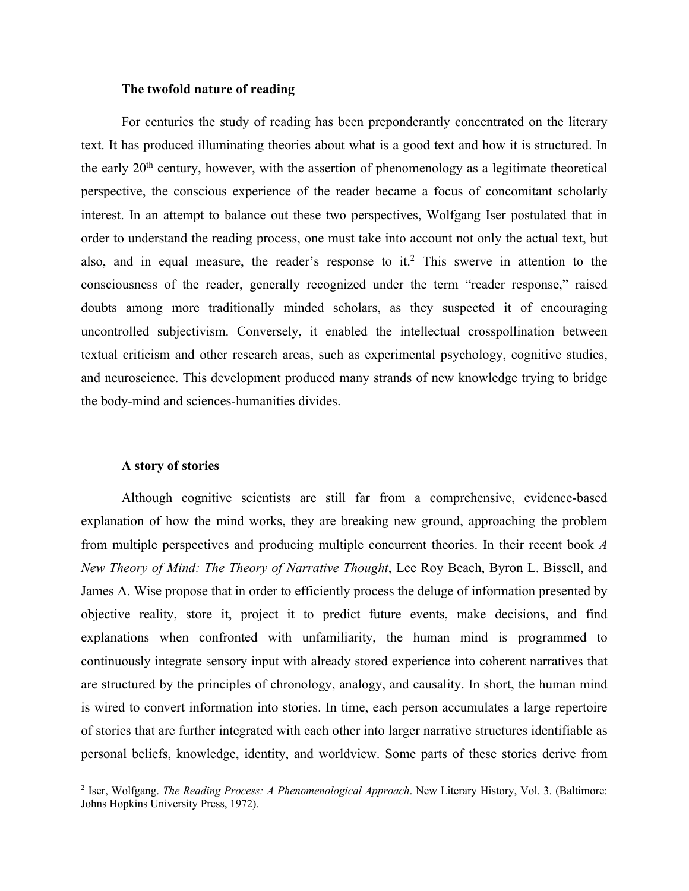### The twofold nature of reading

For centuries the study of reading has been preponderantly concentrated on the literary text. It has produced illuminating theories about what is a good text and how it is structured. In the early 20th century, however, with the assertion of phenomenology as a legitimate theoretical perspective, the conscious experience of the reader became a focus of concomitant scholarly interest. In an attempt to balance out these two perspectives, Wolfgang Iser postulated that in order to understand the reading process, one must take into account not only the actual text, but also, and in equal measure, the reader's response to it.[2] This swerve in attention to the consciousness of the reader, generally recognized under the term "reader response," raised doubts among more traditionally minded scholars, as they suspected it of encouraging uncontrolled subjectivism. Conversely, it enabled the intellectual crosspollination between textual criticism and other research areas, such as experimental psychology, cognitive studies, and neuroscience. This development produced many strands of new knowledge trying to bridge the body-mind and sciences-humanities divides.

### A story of stories

Although cognitive scientists are still far from a comprehensive, evidence-based explanation of how the mind works, they are breaking new ground, approaching the problem from multiple perspectives and producing multiple concurrent theories. In their recent book *A New Theory of Mind: The Theory of Narrative Thought*, Lee Roy Beach, Byron L. Bissell, and James A. Wise propose that in order to efficiently process the deluge of information presented by objective reality, store it, project it to predict future events, make decisions, and find explanations when confronted with unfamiliarity, the human mind is programmed to continuously integrate sensory input with already stored experience into coherent narratives that are structured by the principles of chronology, analogy, and causality. In short, the human mind is wired to convert information into stories. In time, each person accumulates a large repertoire of stories that are further integrated with each other into larger narrative structures identifiable as personal beliefs, knowledge, identity, and worldview. Some parts of these stories derive from

[2] Iser, Wolfgang. *The Reading Process: A Phenomenological Approach*. New Literary History, Vol. 3. (Baltimore: Johns Hopkins University Press, 1972).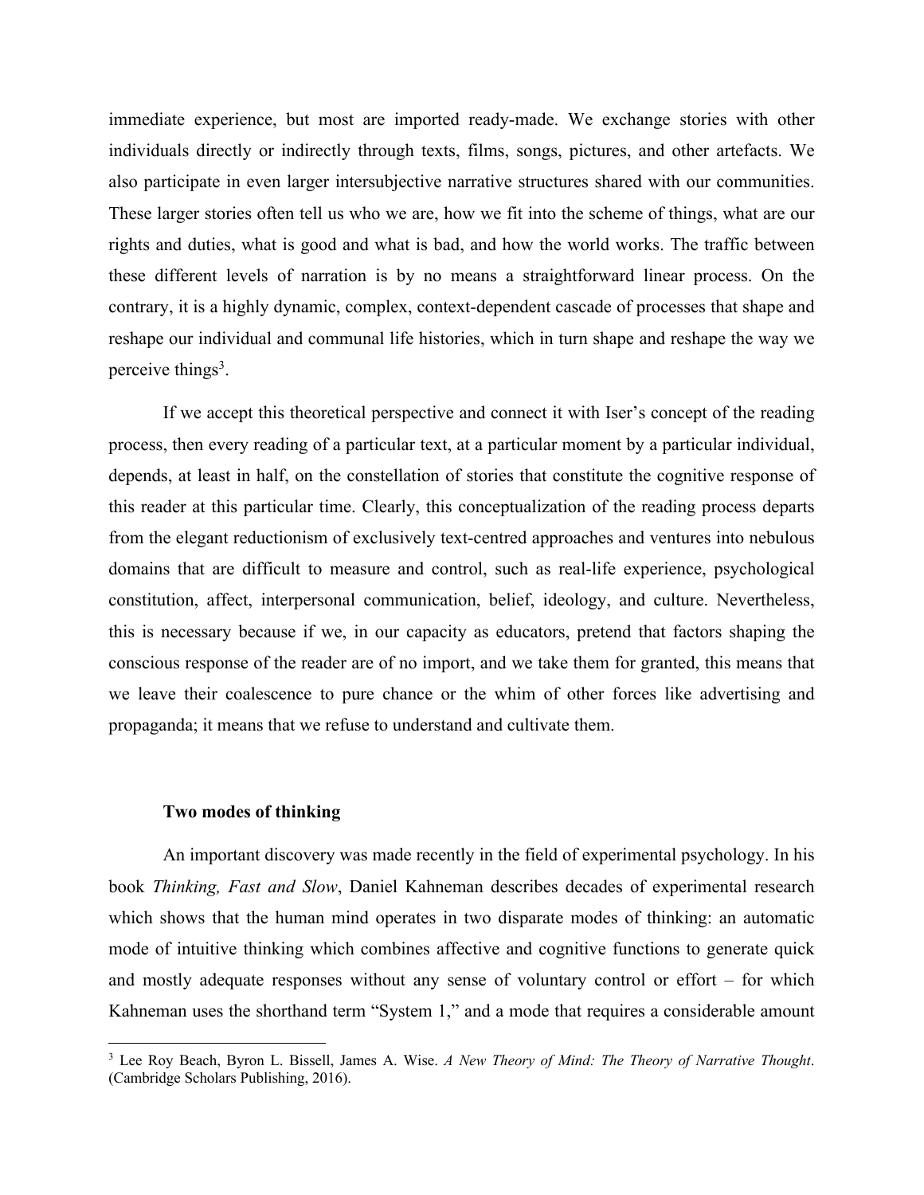immediate experience, but most are imported ready-made. We exchange stories with other individuals directly or indirectly through texts, films, songs, pictures, and other artefacts. We also participate in even larger intersubjective narrative structures shared with our communities. These larger stories often tell us who we are, how we fit into the scheme of things, what are our rights and duties, what is good and what is bad, and how the world works. The traffic between these different levels of narration is by no means a straightforward linear process. On the contrary, it is a highly dynamic, complex, context-dependent cascade of processes that shape and reshape our individual and communal life histories, which in turn shape and reshape the way we perceive things[3].

If we accept this theoretical perspective and connect it with Iser's concept of the reading process, then every reading of a particular text, at a particular moment by a particular individual, depends, at least in half, on the constellation of stories that constitute the cognitive response of this reader at this particular time. Clearly, this conceptualization of the reading process departs from the elegant reductionism of exclusively text-centred approaches and ventures into nebulous domains that are difficult to measure and control, such as real-life experience, psychological constitution, affect, interpersonal communication, belief, ideology, and culture. Nevertheless, this is necessary because if we, in our capacity as educators, pretend that factors shaping the conscious response of the reader are of no import, and we take them for granted, this means that we leave their coalescence to pure chance or the whim of other forces like advertising and propaganda; it means that we refuse to understand and cultivate them.

## Two modes of thinking

An important discovery was made recently in the field of experimental psychology. In his book *Thinking, Fast and Slow*, Daniel Kahneman describes decades of experimental research which shows that the human mind operates in two disparate modes of thinking: an automatic mode of intuitive thinking which combines affective and cognitive functions to generate quick and mostly adequate responses without any sense of voluntary control or effort – for which Kahneman uses the shorthand term "System 1," and a mode that requires a considerable amount

[3] Lee Roy Beach, Byron L. Bissell, James A. Wise. *A New Theory of Mind: The Theory of Narrative Thought*. (Cambridge Scholars Publishing, 2016).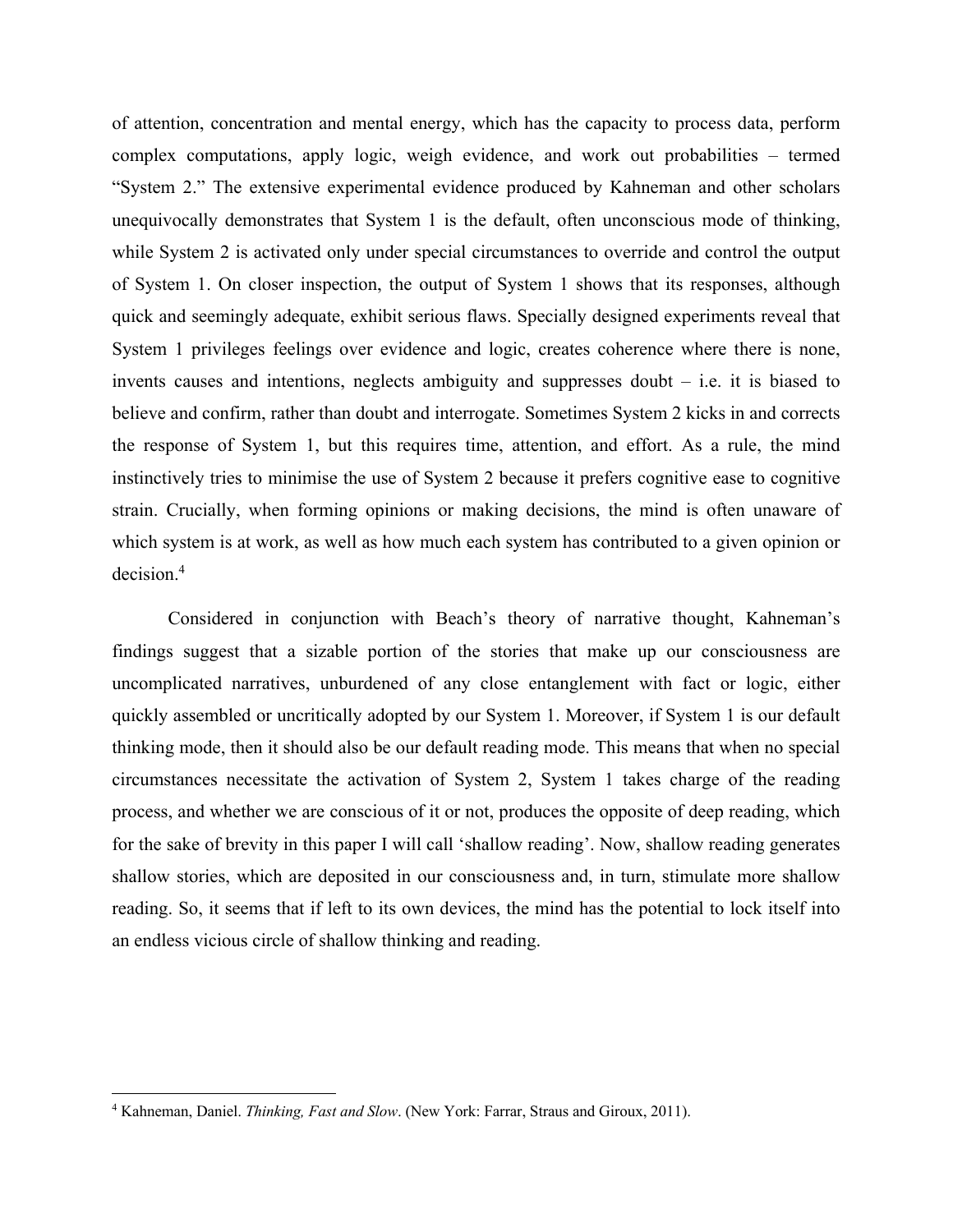of attention, concentration and mental energy, which has the capacity to process data, perform complex computations, apply logic, weigh evidence, and work out probabilities – termed "System 2." The extensive experimental evidence produced by Kahneman and other scholars unequivocally demonstrates that System 1 is the default, often unconscious mode of thinking, while System 2 is activated only under special circumstances to override and control the output of System 1. On closer inspection, the output of System 1 shows that its responses, although quick and seemingly adequate, exhibit serious flaws. Specially designed experiments reveal that System 1 privileges feelings over evidence and logic, creates coherence where there is none, invents causes and intentions, neglects ambiguity and suppresses doubt – i.e. it is biased to believe and confirm, rather than doubt and interrogate. Sometimes System 2 kicks in and corrects the response of System 1, but this requires time, attention, and effort. As a rule, the mind instinctively tries to minimise the use of System 2 because it prefers cognitive ease to cognitive strain. Crucially, when forming opinions or making decisions, the mind is often unaware of which system is at work, as well as how much each system has contributed to a given opinion or decision.[4]

Considered in conjunction with Beach's theory of narrative thought, Kahneman's findings suggest that a sizable portion of the stories that make up our consciousness are uncomplicated narratives, unburdened of any close entanglement with fact or logic, either quickly assembled or uncritically adopted by our System 1. Moreover, if System 1 is our default thinking mode, then it should also be our default reading mode. This means that when no special circumstances necessitate the activation of System 2, System 1 takes charge of the reading process, and whether we are conscious of it or not, produces the opposite of deep reading, which for the sake of brevity in this paper I will call 'shallow reading'. Now, shallow reading generates shallow stories, which are deposited in our consciousness and, in turn, stimulate more shallow reading. So, it seems that if left to its own devices, the mind has the potential to lock itself into an endless vicious circle of shallow thinking and reading.

---

[4] Kahneman, Daniel. *Thinking, Fast and Slow*. (New York: Farrar, Straus and Giroux, 2011).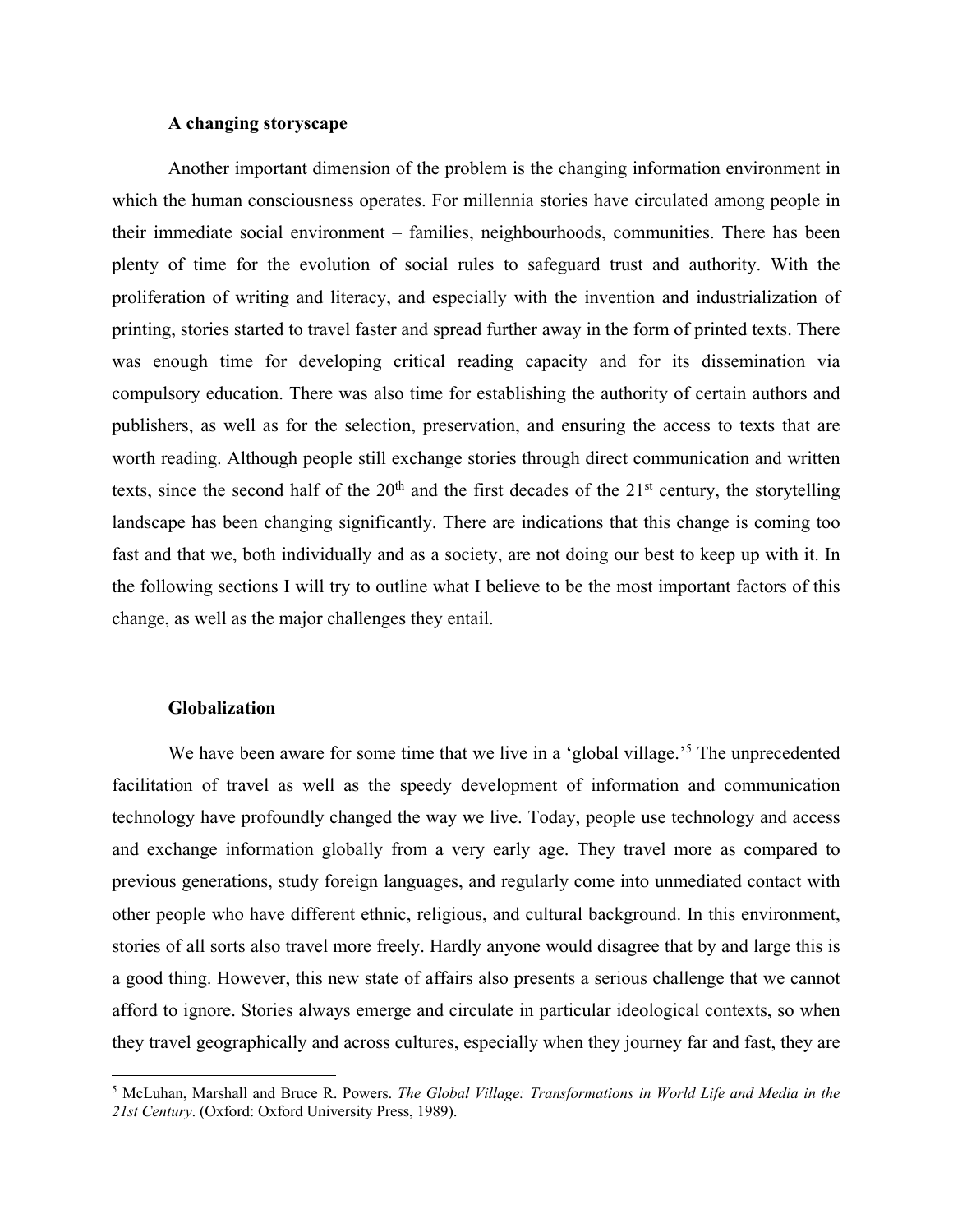### A changing storyscape

Another important dimension of the problem is the changing information environment in which the human consciousness operates. For millennia stories have circulated among people in their immediate social environment – families, neighbourhoods, communities. There has been plenty of time for the evolution of social rules to safeguard trust and authority. With the proliferation of writing and literacy, and especially with the invention and industrialization of printing, stories started to travel faster and spread further away in the form of printed texts. There was enough time for developing critical reading capacity and for its dissemination via compulsory education. There was also time for establishing the authority of certain authors and publishers, as well as for the selection, preservation, and ensuring the access to texts that are worth reading. Although people still exchange stories through direct communication and written texts, since the second half of the 20th and the first decades of the 21st century, the storytelling landscape has been changing significantly. There are indications that this change is coming too fast and that we, both individually and as a society, are not doing our best to keep up with it. In the following sections I will try to outline what I believe to be the most important factors of this change, as well as the major challenges they entail.

### Globalization

We have been aware for some time that we live in a 'global village.'[5] The unprecedented facilitation of travel as well as the speedy development of information and communication technology have profoundly changed the way we live. Today, people use technology and access and exchange information globally from a very early age. They travel more as compared to previous generations, study foreign languages, and regularly come into unmediated contact with other people who have different ethnic, religious, and cultural background. In this environment, stories of all sorts also travel more freely. Hardly anyone would disagree that by and large this is a good thing. However, this new state of affairs also presents a serious challenge that we cannot afford to ignore. Stories always emerge and circulate in particular ideological contexts, so when they travel geographically and across cultures, especially when they journey far and fast, they are

[5] McLuhan, Marshall and Bruce R. Powers. *The Global Village: Transformations in World Life and Media in the 21st Century*. (Oxford: Oxford University Press, 1989).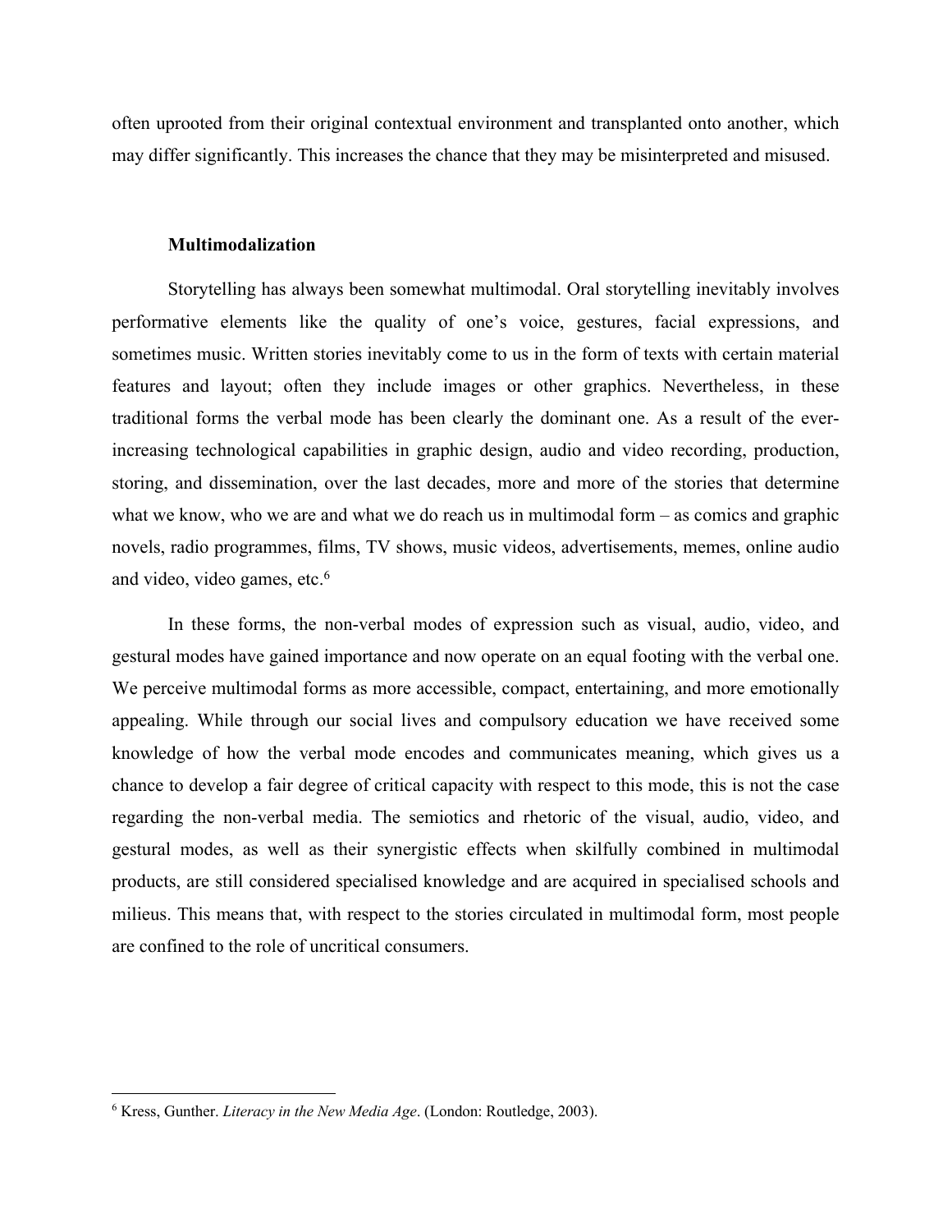often uprooted from their original contextual environment and transplanted onto another, which may differ significantly. This increases the chance that they may be misinterpreted and misused.

### Multimodalization

Storytelling has always been somewhat multimodal. Oral storytelling inevitably involves performative elements like the quality of one's voice, gestures, facial expressions, and sometimes music. Written stories inevitably come to us in the form of texts with certain material features and layout; often they include images or other graphics. Nevertheless, in these traditional forms the verbal mode has been clearly the dominant one. As a result of the ever-increasing technological capabilities in graphic design, audio and video recording, production, storing, and dissemination, over the last decades, more and more of the stories that determine what we know, who we are and what we do reach us in multimodal form – as comics and graphic novels, radio programmes, films, TV shows, music videos, advertisements, memes, online audio and video, video games, etc.[6]

In these forms, the non-verbal modes of expression such as visual, audio, video, and gestural modes have gained importance and now operate on an equal footing with the verbal one. We perceive multimodal forms as more accessible, compact, entertaining, and more emotionally appealing. While through our social lives and compulsory education we have received some knowledge of how the verbal mode encodes and communicates meaning, which gives us a chance to develop a fair degree of critical capacity with respect to this mode, this is not the case regarding the non-verbal media. The semiotics and rhetoric of the visual, audio, video, and gestural modes, as well as their synergistic effects when skilfully combined in multimodal products, are still considered specialised knowledge and are acquired in specialised schools and milieus. This means that, with respect to the stories circulated in multimodal form, most people are confined to the role of uncritical consumers.

---

[6] Kress, Gunther. *Literacy in the New Media Age*. (London: Routledge, 2003).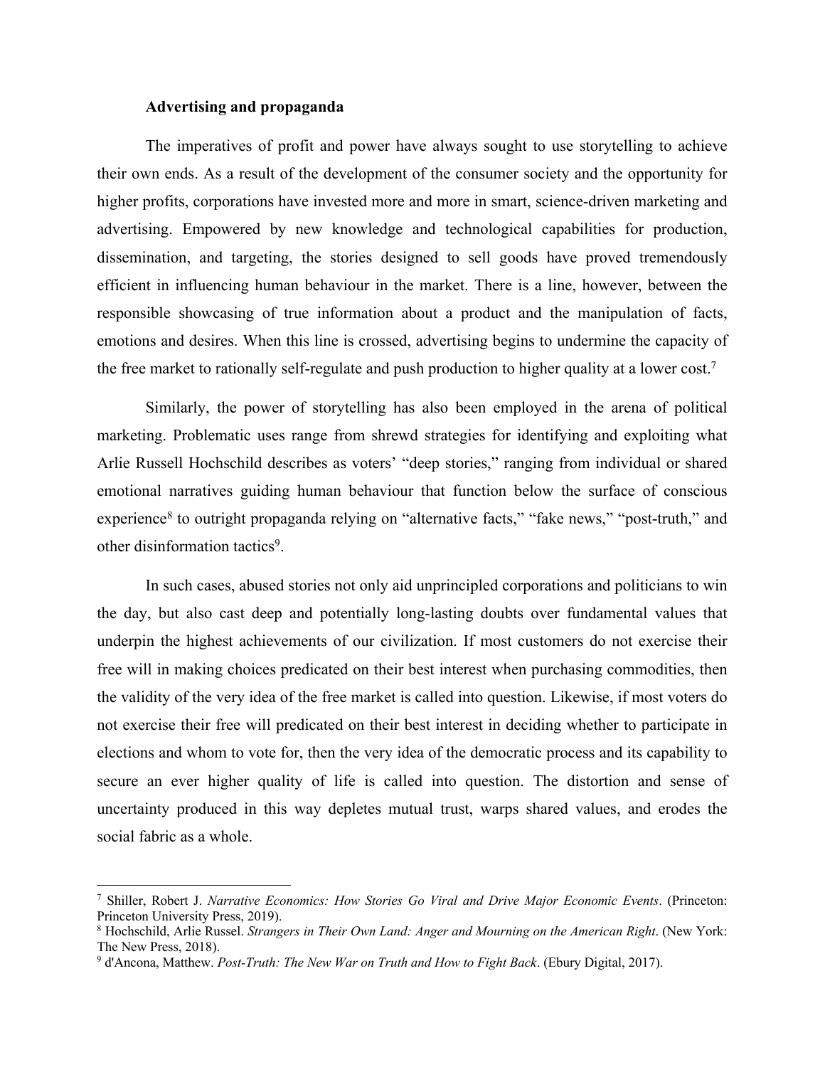### Advertising and propaganda

The imperatives of profit and power have always sought to use storytelling to achieve their own ends. As a result of the development of the consumer society and the opportunity for higher profits, corporations have invested more and more in smart, science-driven marketing and advertising. Empowered by new knowledge and technological capabilities for production, dissemination, and targeting, the stories designed to sell goods have proved tremendously efficient in influencing human behaviour in the market. There is a line, however, between the responsible showcasing of true information about a product and the manipulation of facts, emotions and desires. When this line is crossed, advertising begins to undermine the capacity of the free market to rationally self-regulate and push production to higher quality at a lower cost.[7]

Similarly, the power of storytelling has also been employed in the arena of political marketing. Problematic uses range from shrewd strategies for identifying and exploiting what Arlie Russell Hochschild describes as voters' "deep stories," ranging from individual or shared emotional narratives guiding human behaviour that function below the surface of conscious experience[8] to outright propaganda relying on "alternative facts," "fake news," "post-truth," and other disinformation tactics[9].

In such cases, abused stories not only aid unprincipled corporations and politicians to win the day, but also cast deep and potentially long-lasting doubts over fundamental values that underpin the highest achievements of our civilization. If most customers do not exercise their free will in making choices predicated on their best interest when purchasing commodities, then the validity of the very idea of the free market is called into question. Likewise, if most voters do not exercise their free will predicated on their best interest in deciding whether to participate in elections and whom to vote for, then the very idea of the democratic process and its capability to secure an ever higher quality of life is called into question. The distortion and sense of uncertainty produced in this way depletes mutual trust, warps shared values, and erodes the social fabric as a whole.

---

[7] Shiller, Robert J. *Narrative Economics: How Stories Go Viral and Drive Major Economic Events*. (Princeton: Princeton University Press, 2019).

[8] Hochschild, Arlie Russel. *Strangers in Their Own Land: Anger and Mourning on the American Right*. (New York: The New Press, 2018).

[9] d'Ancona, Matthew. *Post-Truth: The New War on Truth and How to Fight Back*. (Ebury Digital, 2017).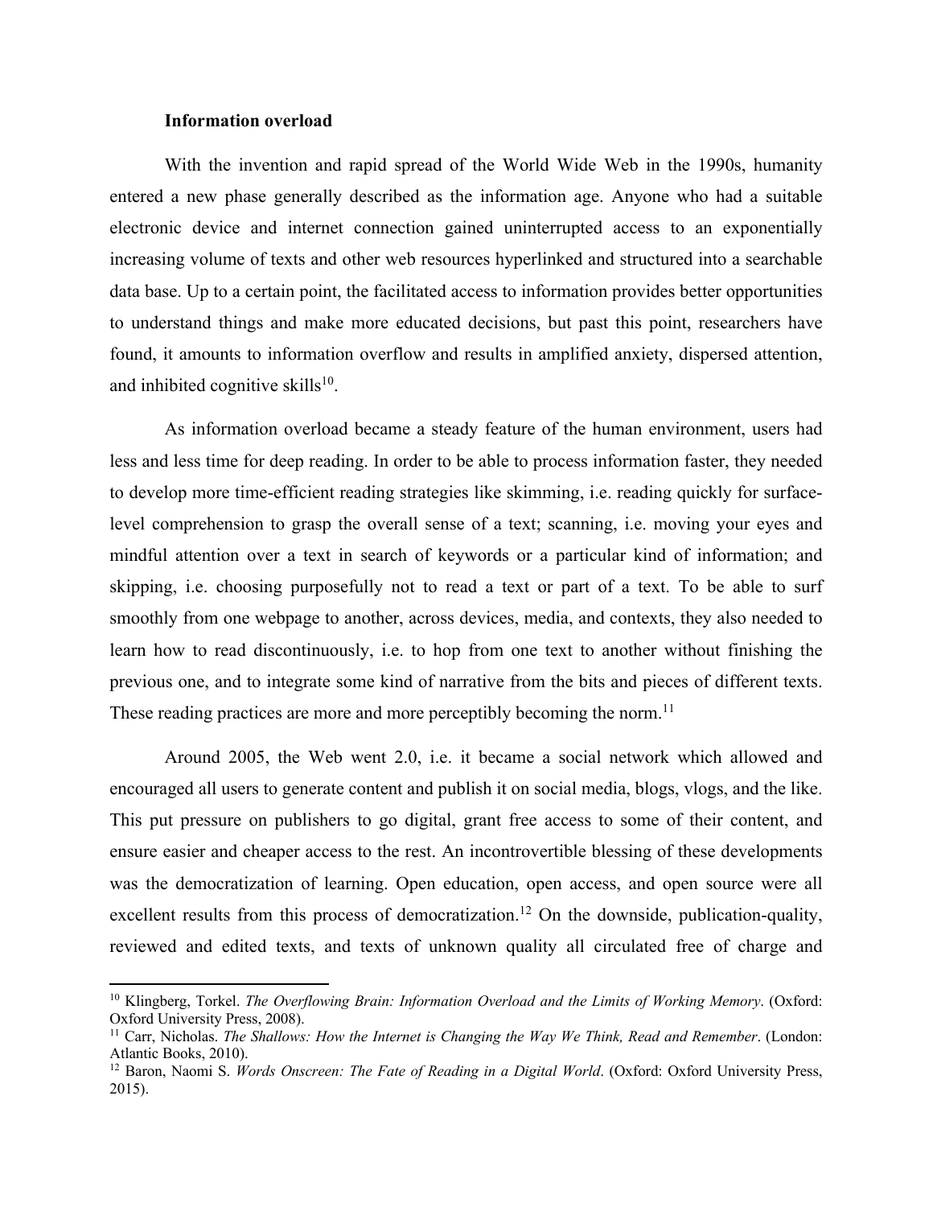**Information overload**

With the invention and rapid spread of the World Wide Web in the 1990s, humanity entered a new phase generally described as the information age. Anyone who had a suitable electronic device and internet connection gained uninterrupted access to an exponentially increasing volume of texts and other web resources hyperlinked and structured into a searchable data base. Up to a certain point, the facilitated access to information provides better opportunities to understand things and make more educated decisions, but past this point, researchers have found, it amounts to information overflow and results in amplified anxiety, dispersed attention, and inhibited cognitive skills[10].

As information overload became a steady feature of the human environment, users had less and less time for deep reading. In order to be able to process information faster, they needed to develop more time-efficient reading strategies like skimming, i.e. reading quickly for surface-level comprehension to grasp the overall sense of a text; scanning, i.e. moving your eyes and mindful attention over a text in search of keywords or a particular kind of information; and skipping, i.e. choosing purposefully not to read a text or part of a text. To be able to surf smoothly from one webpage to another, across devices, media, and contexts, they also needed to learn how to read discontinuously, i.e. to hop from one text to another without finishing the previous one, and to integrate some kind of narrative from the bits and pieces of different texts. These reading practices are more and more perceptibly becoming the norm.[11]

Around 2005, the Web went 2.0, i.e. it became a social network which allowed and encouraged all users to generate content and publish it on social media, blogs, vlogs, and the like. This put pressure on publishers to go digital, grant free access to some of their content, and ensure easier and cheaper access to the rest. An incontrovertible blessing of these developments was the democratization of learning. Open education, open access, and open source were all excellent results from this process of democratization.[12] On the downside, publication-quality, reviewed and edited texts, and texts of unknown quality all circulated free of charge and

---

[10] Klingberg, Torkel. *The Overflowing Brain: Information Overload and the Limits of Working Memory*. (Oxford: Oxford University Press, 2008).

[11] Carr, Nicholas. *The Shallows: How the Internet is Changing the Way We Think, Read and Remember*. (London: Atlantic Books, 2010).

[12] Baron, Naomi S. *Words Onscreen: The Fate of Reading in a Digital World*. (Oxford: Oxford University Press, 2015).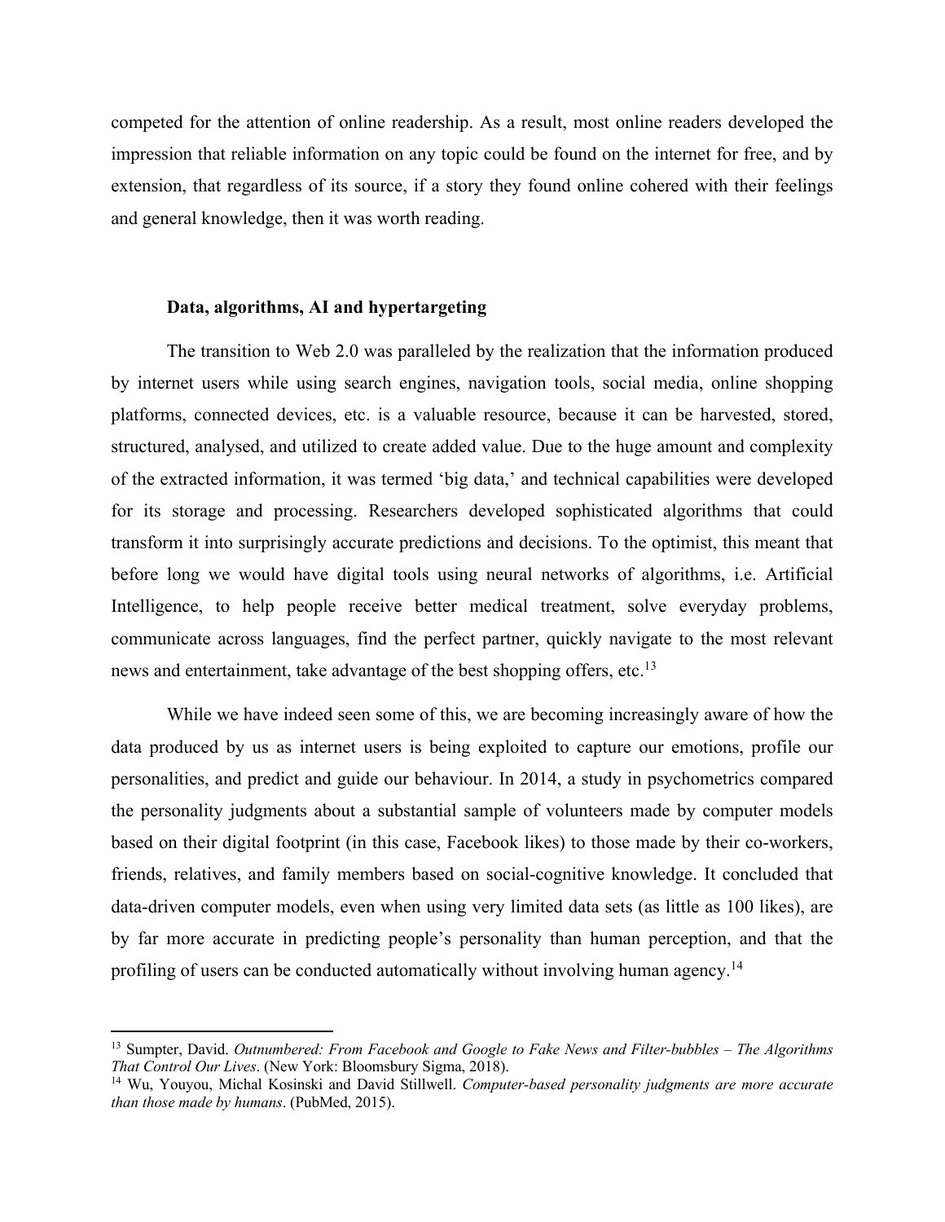competed for the attention of online readership. As a result, most online readers developed the impression that reliable information on any topic could be found on the internet for free, and by extension, that regardless of its source, if a story they found online cohered with their feelings and general knowledge, then it was worth reading.

### Data, algorithms, AI and hypertargeting

The transition to Web 2.0 was paralleled by the realization that the information produced by internet users while using search engines, navigation tools, social media, online shopping platforms, connected devices, etc. is a valuable resource, because it can be harvested, stored, structured, analysed, and utilized to create added value. Due to the huge amount and complexity of the extracted information, it was termed 'big data,' and technical capabilities were developed for its storage and processing. Researchers developed sophisticated algorithms that could transform it into surprisingly accurate predictions and decisions. To the optimist, this meant that before long we would have digital tools using neural networks of algorithms, i.e. Artificial Intelligence, to help people receive better medical treatment, solve everyday problems, communicate across languages, find the perfect partner, quickly navigate to the most relevant news and entertainment, take advantage of the best shopping offers, etc.[13]

While we have indeed seen some of this, we are becoming increasingly aware of how the data produced by us as internet users is being exploited to capture our emotions, profile our personalities, and predict and guide our behaviour. In 2014, a study in psychometrics compared the personality judgments about a substantial sample of volunteers made by computer models based on their digital footprint (in this case, Facebook likes) to those made by their co-workers, friends, relatives, and family members based on social-cognitive knowledge. It concluded that data-driven computer models, even when using very limited data sets (as little as 100 likes), are by far more accurate in predicting people's personality than human perception, and that the profiling of users can be conducted automatically without involving human agency.[14]

---

[13] Sumpter, David. *Outnumbered: From Facebook and Google to Fake News and Filter-bubbles – The Algorithms That Control Our Lives*. (New York: Bloomsbury Sigma, 2018).

[14] Wu, Youyou, Michal Kosinski and David Stillwell. *Computer-based personality judgments are more accurate than those made by humans*. (PubMed, 2015).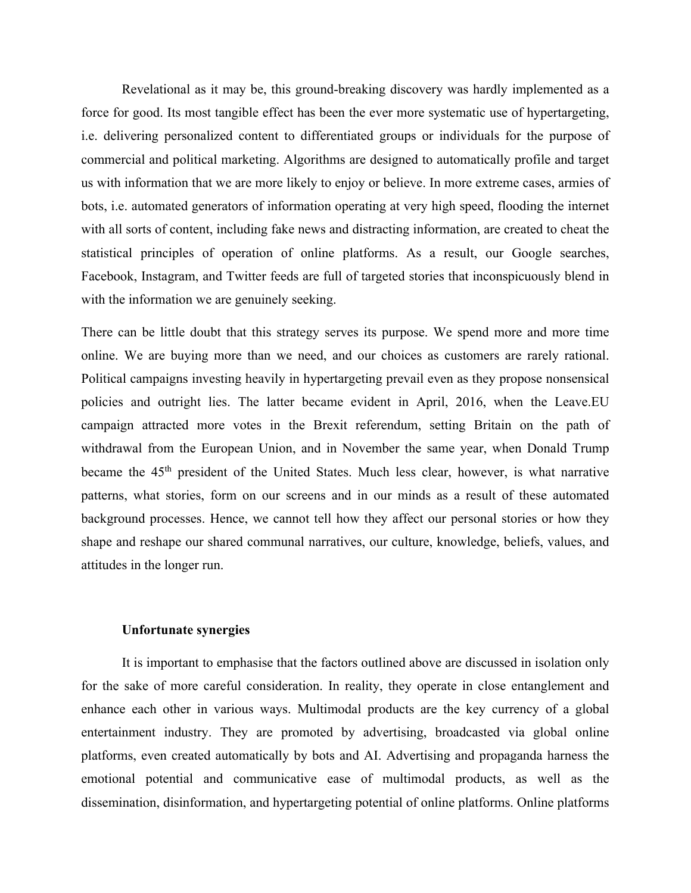Revelational as it may be, this ground-breaking discovery was hardly implemented as a force for good. Its most tangible effect has been the ever more systematic use of hypertargeting, i.e. delivering personalized content to differentiated groups or individuals for the purpose of commercial and political marketing. Algorithms are designed to automatically profile and target us with information that we are more likely to enjoy or believe. In more extreme cases, armies of bots, i.e. automated generators of information operating at very high speed, flooding the internet with all sorts of content, including fake news and distracting information, are created to cheat the statistical principles of operation of online platforms. As a result, our Google searches, Facebook, Instagram, and Twitter feeds are full of targeted stories that inconspicuously blend in with the information we are genuinely seeking.

There can be little doubt that this strategy serves its purpose. We spend more and more time online. We are buying more than we need, and our choices as customers are rarely rational. Political campaigns investing heavily in hypertargeting prevail even as they propose nonsensical policies and outright lies. The latter became evident in April, 2016, when the Leave.EU campaign attracted more votes in the Brexit referendum, setting Britain on the path of withdrawal from the European Union, and in November the same year, when Donald Trump became the 45th president of the United States. Much less clear, however, is what narrative patterns, what stories, form on our screens and in our minds as a result of these automated background processes. Hence, we cannot tell how they affect our personal stories or how they shape and reshape our shared communal narratives, our culture, knowledge, beliefs, values, and attitudes in the longer run.

### Unfortunate synergies

It is important to emphasise that the factors outlined above are discussed in isolation only for the sake of more careful consideration. In reality, they operate in close entanglement and enhance each other in various ways. Multimodal products are the key currency of a global entertainment industry. They are promoted by advertising, broadcasted via global online platforms, even created automatically by bots and AI. Advertising and propaganda harness the emotional potential and communicative ease of multimodal products, as well as the dissemination, disinformation, and hypertargeting potential of online platforms. Online platforms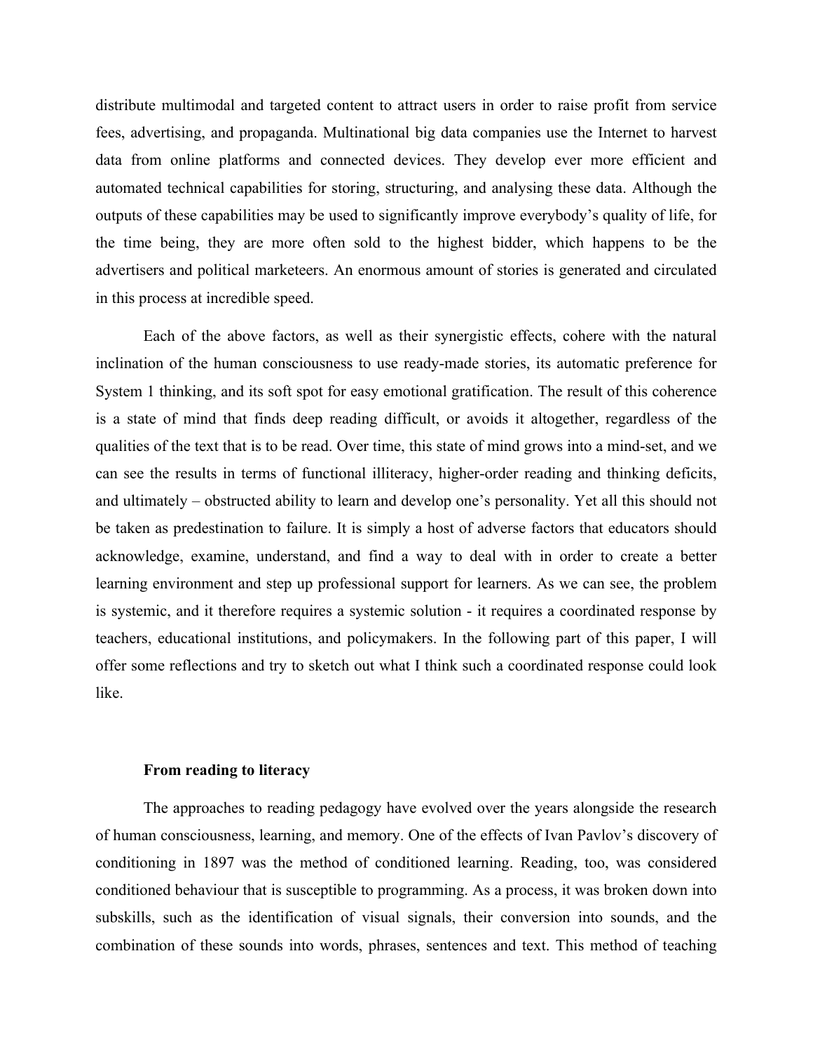distribute multimodal and targeted content to attract users in order to raise profit from service fees, advertising, and propaganda. Multinational big data companies use the Internet to harvest data from online platforms and connected devices. They develop ever more efficient and automated technical capabilities for storing, structuring, and analysing these data. Although the outputs of these capabilities may be used to significantly improve everybody's quality of life, for the time being, they are more often sold to the highest bidder, which happens to be the advertisers and political marketeers. An enormous amount of stories is generated and circulated in this process at incredible speed.

Each of the above factors, as well as their synergistic effects, cohere with the natural inclination of the human consciousness to use ready-made stories, its automatic preference for System 1 thinking, and its soft spot for easy emotional gratification. The result of this coherence is a state of mind that finds deep reading difficult, or avoids it altogether, regardless of the qualities of the text that is to be read. Over time, this state of mind grows into a mind-set, and we can see the results in terms of functional illiteracy, higher-order reading and thinking deficits, and ultimately – obstructed ability to learn and develop one's personality. Yet all this should not be taken as predestination to failure. It is simply a host of adverse factors that educators should acknowledge, examine, understand, and find a way to deal with in order to create a better learning environment and step up professional support for learners. As we can see, the problem is systemic, and it therefore requires a systemic solution - it requires a coordinated response by teachers, educational institutions, and policymakers. In the following part of this paper, I will offer some reflections and try to sketch out what I think such a coordinated response could look like.

## From reading to literacy

The approaches to reading pedagogy have evolved over the years alongside the research of human consciousness, learning, and memory. One of the effects of Ivan Pavlov's discovery of conditioning in 1897 was the method of conditioned learning. Reading, too, was considered conditioned behaviour that is susceptible to programming. As a process, it was broken down into subskills, such as the identification of visual signals, their conversion into sounds, and the combination of these sounds into words, phrases, sentences and text. This method of teaching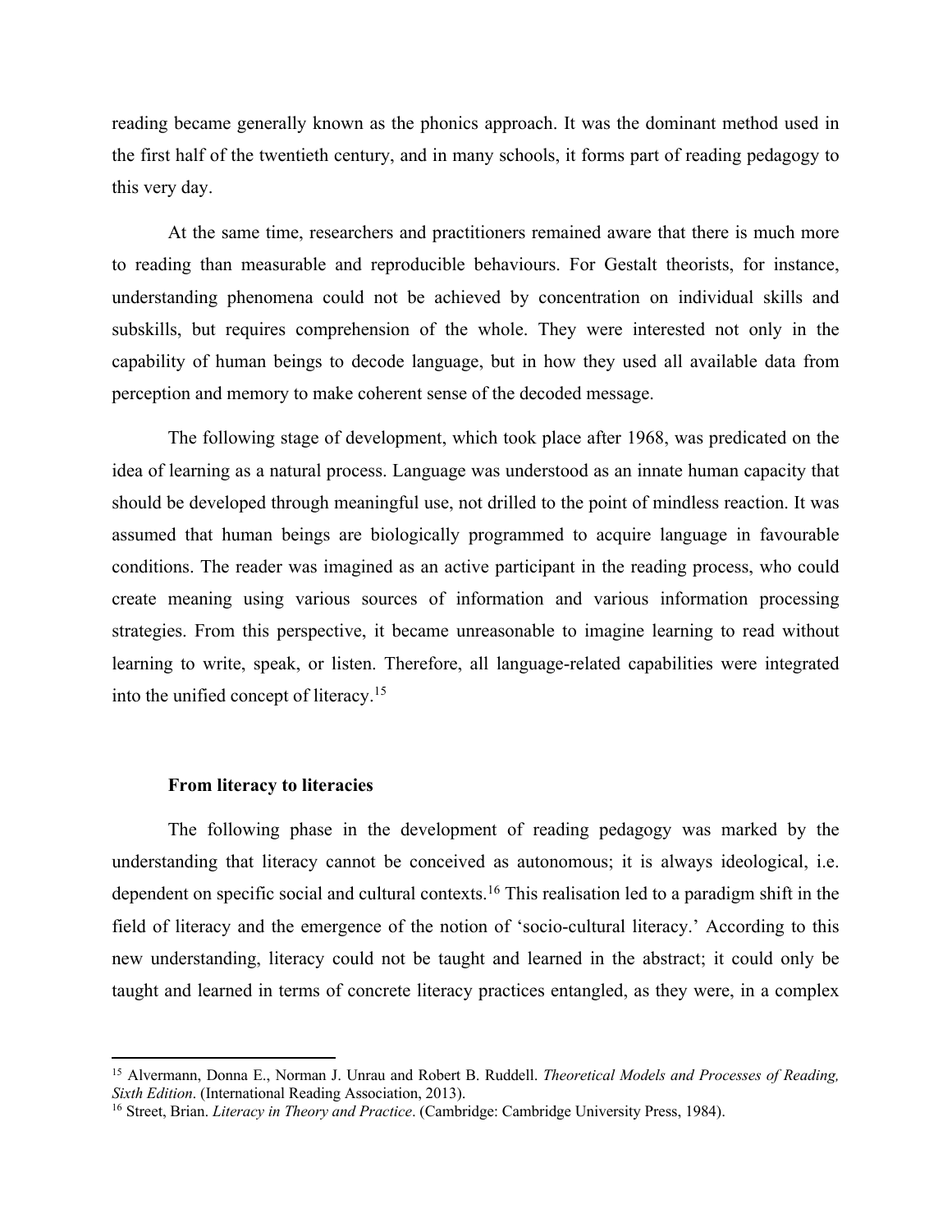reading became generally known as the phonics approach. It was the dominant method used in the first half of the twentieth century, and in many schools, it forms part of reading pedagogy to this very day.

At the same time, researchers and practitioners remained aware that there is much more to reading than measurable and reproducible behaviours. For Gestalt theorists, for instance, understanding phenomena could not be achieved by concentration on individual skills and subskills, but requires comprehension of the whole. They were interested not only in the capability of human beings to decode language, but in how they used all available data from perception and memory to make coherent sense of the decoded message.

The following stage of development, which took place after 1968, was predicated on the idea of learning as a natural process. Language was understood as an innate human capacity that should be developed through meaningful use, not drilled to the point of mindless reaction. It was assumed that human beings are biologically programmed to acquire language in favourable conditions. The reader was imagined as an active participant in the reading process, who could create meaning using various sources of information and various information processing strategies. From this perspective, it became unreasonable to imagine learning to read without learning to write, speak, or listen. Therefore, all language-related capabilities were integrated into the unified concept of literacy.[15]

**From literacy to literacies**

The following phase in the development of reading pedagogy was marked by the understanding that literacy cannot be conceived as autonomous; it is always ideological, i.e. dependent on specific social and cultural contexts.[16] This realisation led to a paradigm shift in the field of literacy and the emergence of the notion of 'socio-cultural literacy.' According to this new understanding, literacy could not be taught and learned in the abstract; it could only be taught and learned in terms of concrete literacy practices entangled, as they were, in a complex

---

[15] Alvermann, Donna E., Norman J. Unrau and Robert B. Ruddell. *Theoretical Models and Processes of Reading, Sixth Edition*. (International Reading Association, 2013).

[16] Street, Brian. *Literacy in Theory and Practice*. (Cambridge: Cambridge University Press, 1984).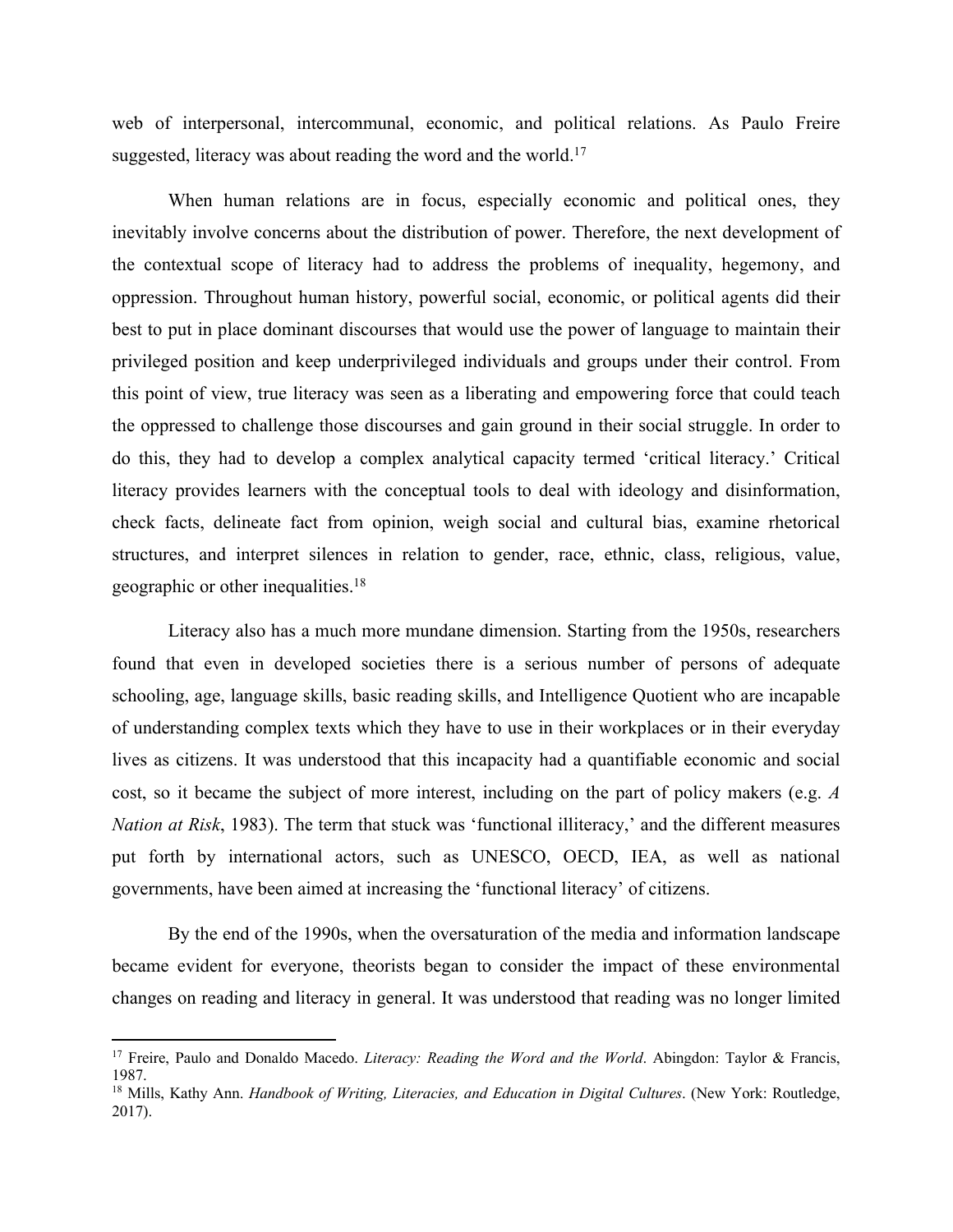web of interpersonal, intercommunal, economic, and political relations. As Paulo Freire suggested, literacy was about reading the word and the world.[17]

When human relations are in focus, especially economic and political ones, they inevitably involve concerns about the distribution of power. Therefore, the next development of the contextual scope of literacy had to address the problems of inequality, hegemony, and oppression. Throughout human history, powerful social, economic, or political agents did their best to put in place dominant discourses that would use the power of language to maintain their privileged position and keep underprivileged individuals and groups under their control. From this point of view, true literacy was seen as a liberating and empowering force that could teach the oppressed to challenge those discourses and gain ground in their social struggle. In order to do this, they had to develop a complex analytical capacity termed 'critical literacy.' Critical literacy provides learners with the conceptual tools to deal with ideology and disinformation, check facts, delineate fact from opinion, weigh social and cultural bias, examine rhetorical structures, and interpret silences in relation to gender, race, ethnic, class, religious, value, geographic or other inequalities.[18]

Literacy also has a much more mundane dimension. Starting from the 1950s, researchers found that even in developed societies there is a serious number of persons of adequate schooling, age, language skills, basic reading skills, and Intelligence Quotient who are incapable of understanding complex texts which they have to use in their workplaces or in their everyday lives as citizens. It was understood that this incapacity had a quantifiable economic and social cost, so it became the subject of more interest, including on the part of policy makers (e.g. *A Nation at Risk*, 1983). The term that stuck was 'functional illiteracy,' and the different measures put forth by international actors, such as UNESCO, OECD, IEA, as well as national governments, have been aimed at increasing the 'functional literacy' of citizens.

By the end of the 1990s, when the oversaturation of the media and information landscape became evident for everyone, theorists began to consider the impact of these environmental changes on reading and literacy in general. It was understood that reading was no longer limited

---

[17] Freire, Paulo and Donaldo Macedo. *Literacy: Reading the Word and the World*. Abingdon: Taylor & Francis, 1987.

[18] Mills, Kathy Ann. *Handbook of Writing, Literacies, and Education in Digital Cultures*. (New York: Routledge, 2017).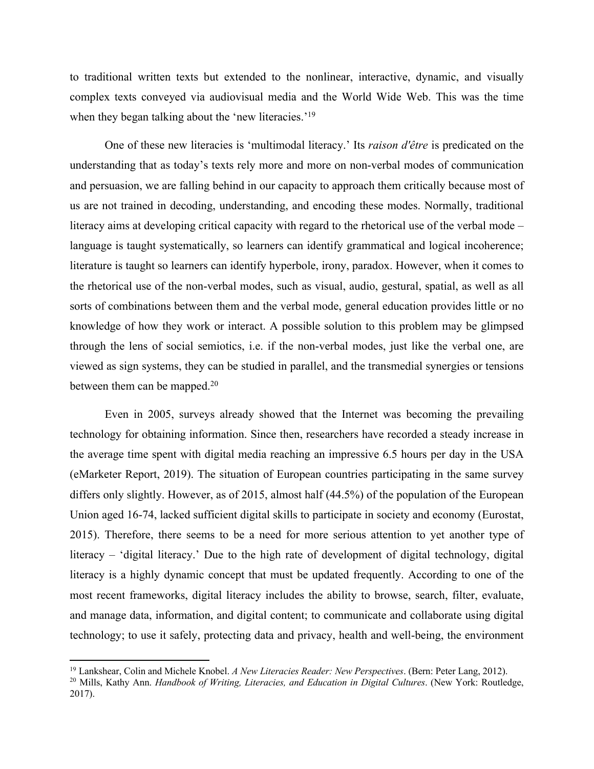to traditional written texts but extended to the nonlinear, interactive, dynamic, and visually complex texts conveyed via audiovisual media and the World Wide Web. This was the time when they began talking about the 'new literacies.'[19]

One of these new literacies is 'multimodal literacy.' Its *raison d'être* is predicated on the understanding that as today's texts rely more and more on non-verbal modes of communication and persuasion, we are falling behind in our capacity to approach them critically because most of us are not trained in decoding, understanding, and encoding these modes. Normally, traditional literacy aims at developing critical capacity with regard to the rhetorical use of the verbal mode – language is taught systematically, so learners can identify grammatical and logical incoherence; literature is taught so learners can identify hyperbole, irony, paradox. However, when it comes to the rhetorical use of the non-verbal modes, such as visual, audio, gestural, spatial, as well as all sorts of combinations between them and the verbal mode, general education provides little or no knowledge of how they work or interact. A possible solution to this problem may be glimpsed through the lens of social semiotics, i.e. if the non-verbal modes, just like the verbal one, are viewed as sign systems, they can be studied in parallel, and the transmedial synergies or tensions between them can be mapped.[20]

Even in 2005, surveys already showed that the Internet was becoming the prevailing technology for obtaining information. Since then, researchers have recorded a steady increase in the average time spent with digital media reaching an impressive 6.5 hours per day in the USA (eMarketer Report, 2019). The situation of European countries participating in the same survey differs only slightly. However, as of 2015, almost half (44.5%) of the population of the European Union aged 16-74, lacked sufficient digital skills to participate in society and economy (Eurostat, 2015). Therefore, there seems to be a need for more serious attention to yet another type of literacy – 'digital literacy.' Due to the high rate of development of digital technology, digital literacy is a highly dynamic concept that must be updated frequently. According to one of the most recent frameworks, digital literacy includes the ability to browse, search, filter, evaluate, and manage data, information, and digital content; to communicate and collaborate using digital technology; to use it safely, protecting data and privacy, health and well-being, the environment

---

[19] Lankshear, Colin and Michele Knobel. *A New Literacies Reader: New Perspectives*. (Bern: Peter Lang, 2012).

[20] Mills, Kathy Ann. *Handbook of Writing, Literacies, and Education in Digital Cultures*. (New York: Routledge, 2017).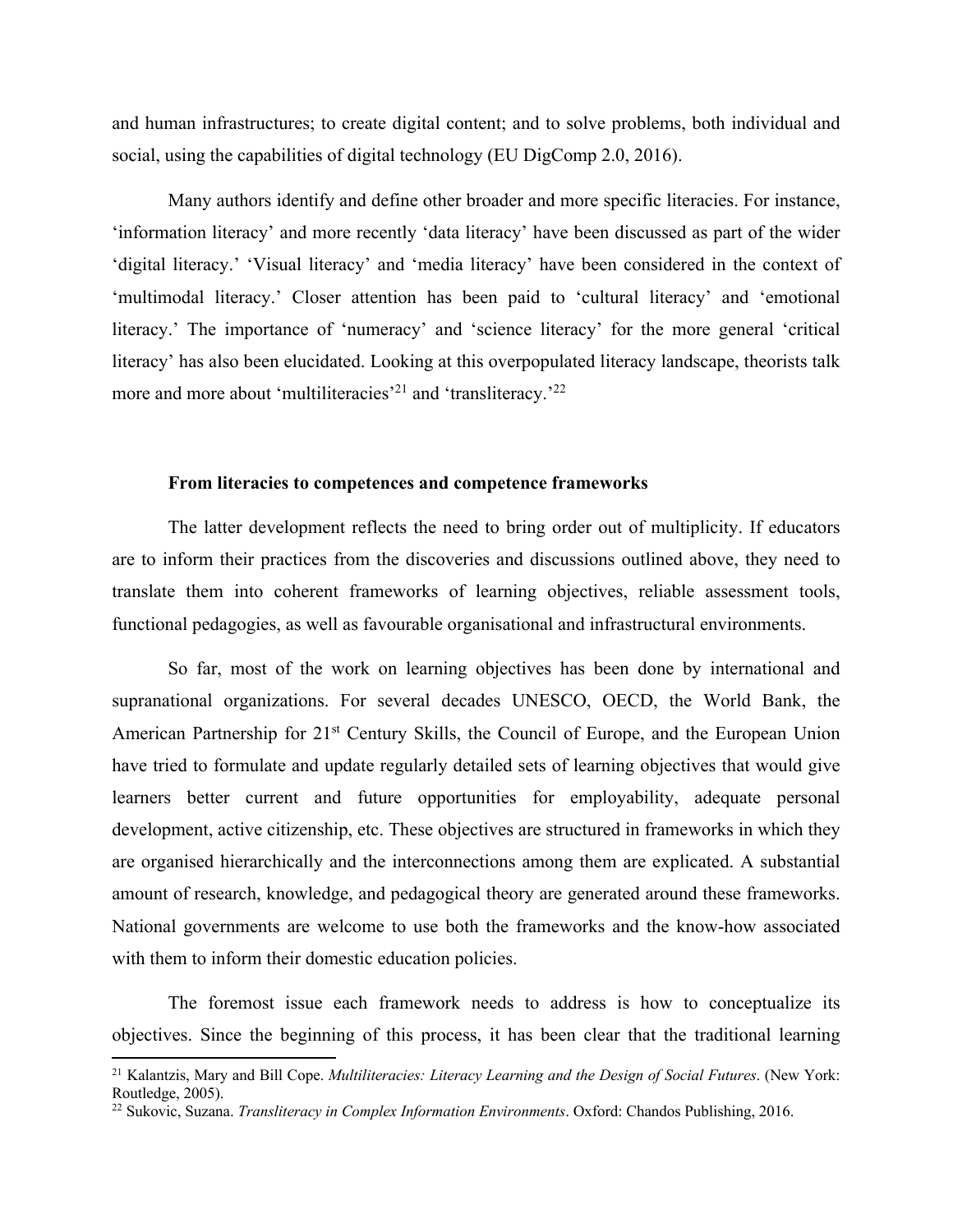and human infrastructures; to create digital content; and to solve problems, both individual and social, using the capabilities of digital technology (EU DigComp 2.0, 2016).

Many authors identify and define other broader and more specific literacies. For instance, 'information literacy' and more recently 'data literacy' have been discussed as part of the wider 'digital literacy.' 'Visual literacy' and 'media literacy' have been considered in the context of 'multimodal literacy.' Closer attention has been paid to 'cultural literacy' and 'emotional literacy.' The importance of 'numeracy' and 'science literacy' for the more general 'critical literacy' has also been elucidated. Looking at this overpopulated literacy landscape, theorists talk more and more about 'multiliteracies'[21] and 'transliteracy.'[22]

### From literacies to competences and competence frameworks

The latter development reflects the need to bring order out of multiplicity. If educators are to inform their practices from the discoveries and discussions outlined above, they need to translate them into coherent frameworks of learning objectives, reliable assessment tools, functional pedagogies, as well as favourable organisational and infrastructural environments.

So far, most of the work on learning objectives has been done by international and supranational organizations. For several decades UNESCO, OECD, the World Bank, the American Partnership for 21st Century Skills, the Council of Europe, and the European Union have tried to formulate and update regularly detailed sets of learning objectives that would give learners better current and future opportunities for employability, adequate personal development, active citizenship, etc. These objectives are structured in frameworks in which they are organised hierarchically and the interconnections among them are explicated. A substantial amount of research, knowledge, and pedagogical theory are generated around these frameworks. National governments are welcome to use both the frameworks and the know-how associated with them to inform their domestic education policies.

The foremost issue each framework needs to address is how to conceptualize its objectives. Since the beginning of this process, it has been clear that the traditional learning

[21] Kalantzis, Mary and Bill Cope. *Multiliteracies: Literacy Learning and the Design of Social Futures*. (New York: Routledge, 2005).

[22] Sukovic, Suzana. *Transliteracy in Complex Information Environments*. Oxford: Chandos Publishing, 2016.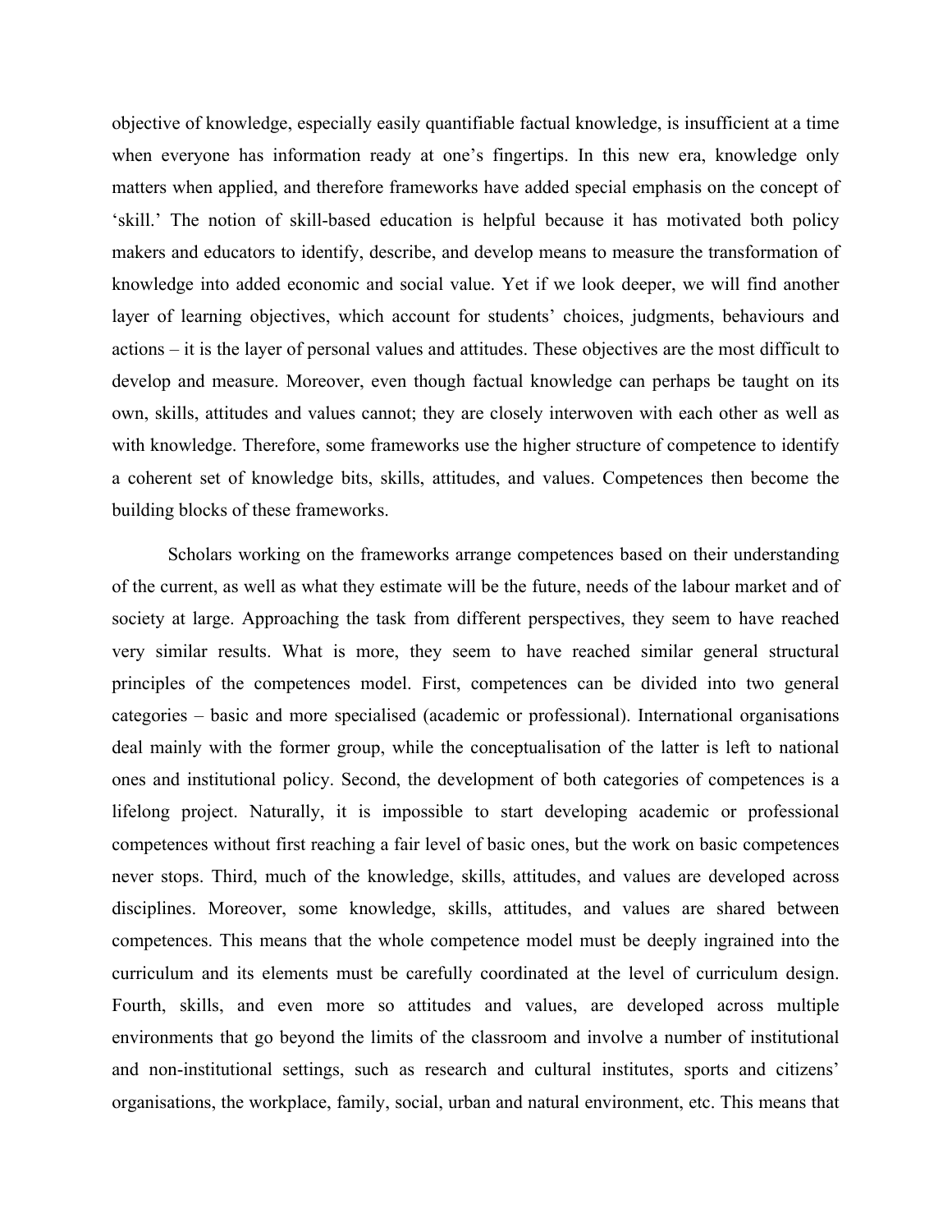objective of knowledge, especially easily quantifiable factual knowledge, is insufficient at a time when everyone has information ready at one's fingertips. In this new era, knowledge only matters when applied, and therefore frameworks have added special emphasis on the concept of 'skill.' The notion of skill-based education is helpful because it has motivated both policy makers and educators to identify, describe, and develop means to measure the transformation of knowledge into added economic and social value. Yet if we look deeper, we will find another layer of learning objectives, which account for students' choices, judgments, behaviours and actions – it is the layer of personal values and attitudes. These objectives are the most difficult to develop and measure. Moreover, even though factual knowledge can perhaps be taught on its own, skills, attitudes and values cannot; they are closely interwoven with each other as well as with knowledge. Therefore, some frameworks use the higher structure of competence to identify a coherent set of knowledge bits, skills, attitudes, and values. Competences then become the building blocks of these frameworks.

Scholars working on the frameworks arrange competences based on their understanding of the current, as well as what they estimate will be the future, needs of the labour market and of society at large. Approaching the task from different perspectives, they seem to have reached very similar results. What is more, they seem to have reached similar general structural principles of the competences model. First, competences can be divided into two general categories – basic and more specialised (academic or professional). International organisations deal mainly with the former group, while the conceptualisation of the latter is left to national ones and institutional policy. Second, the development of both categories of competences is a lifelong project. Naturally, it is impossible to start developing academic or professional competences without first reaching a fair level of basic ones, but the work on basic competences never stops. Third, much of the knowledge, skills, attitudes, and values are developed across disciplines. Moreover, some knowledge, skills, attitudes, and values are shared between competences. This means that the whole competence model must be deeply ingrained into the curriculum and its elements must be carefully coordinated at the level of curriculum design. Fourth, skills, and even more so attitudes and values, are developed across multiple environments that go beyond the limits of the classroom and involve a number of institutional and non-institutional settings, such as research and cultural institutes, sports and citizens' organisations, the workplace, family, social, urban and natural environment, etc. This means that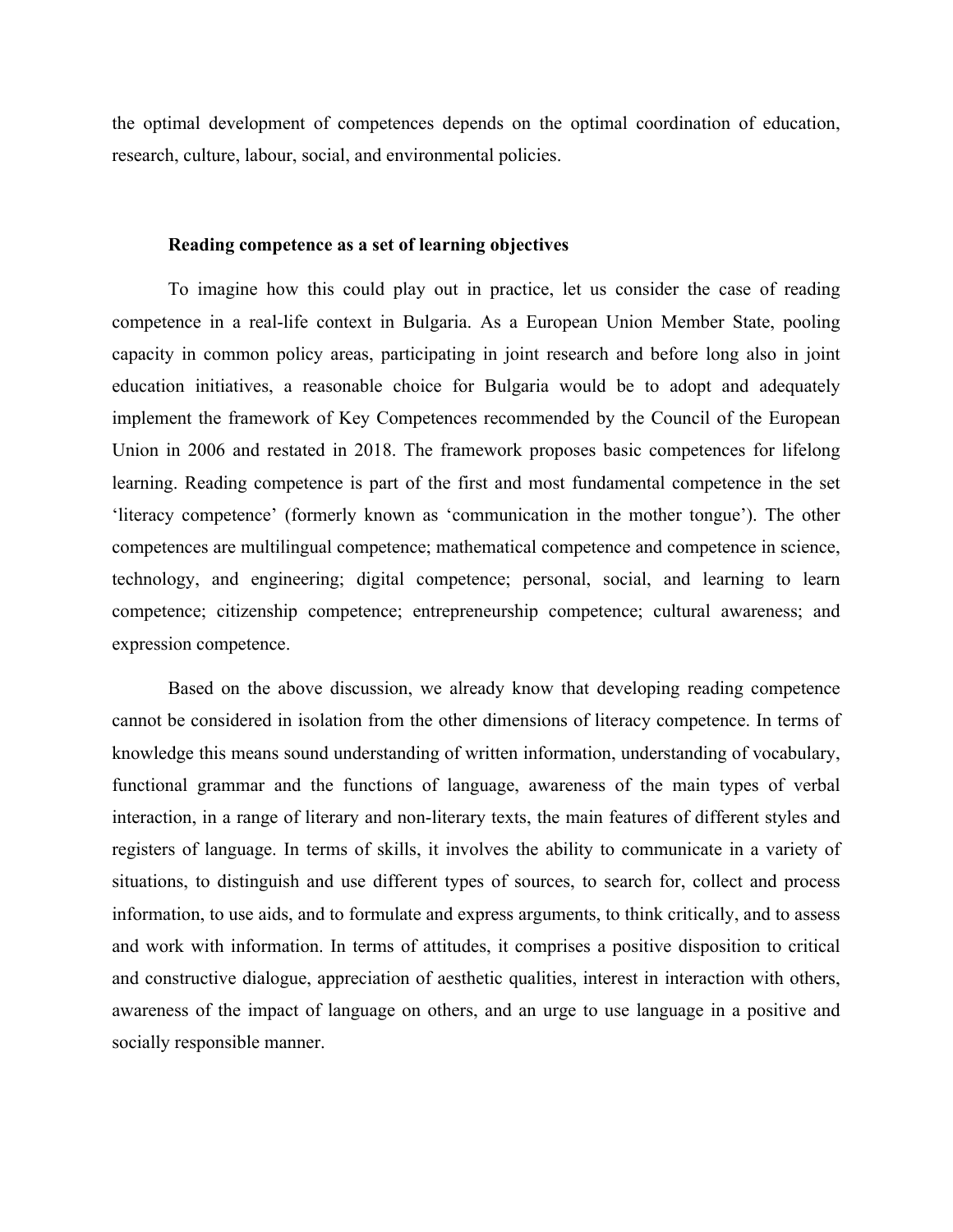the optimal development of competences depends on the optimal coordination of education, research, culture, labour, social, and environmental policies.

### Reading competence as a set of learning objectives

To imagine how this could play out in practice, let us consider the case of reading competence in a real-life context in Bulgaria. As a European Union Member State, pooling capacity in common policy areas, participating in joint research and before long also in joint education initiatives, a reasonable choice for Bulgaria would be to adopt and adequately implement the framework of Key Competences recommended by the Council of the European Union in 2006 and restated in 2018. The framework proposes basic competences for lifelong learning. Reading competence is part of the first and most fundamental competence in the set 'literacy competence' (formerly known as 'communication in the mother tongue'). The other competences are multilingual competence; mathematical competence and competence in science, technology, and engineering; digital competence; personal, social, and learning to learn competence; citizenship competence; entrepreneurship competence; cultural awareness; and expression competence.

Based on the above discussion, we already know that developing reading competence cannot be considered in isolation from the other dimensions of literacy competence. In terms of knowledge this means sound understanding of written information, understanding of vocabulary, functional grammar and the functions of language, awareness of the main types of verbal interaction, in a range of literary and non-literary texts, the main features of different styles and registers of language. In terms of skills, it involves the ability to communicate in a variety of situations, to distinguish and use different types of sources, to search for, collect and process information, to use aids, and to formulate and express arguments, to think critically, and to assess and work with information. In terms of attitudes, it comprises a positive disposition to critical and constructive dialogue, appreciation of aesthetic qualities, interest in interaction with others, awareness of the impact of language on others, and an urge to use language in a positive and socially responsible manner.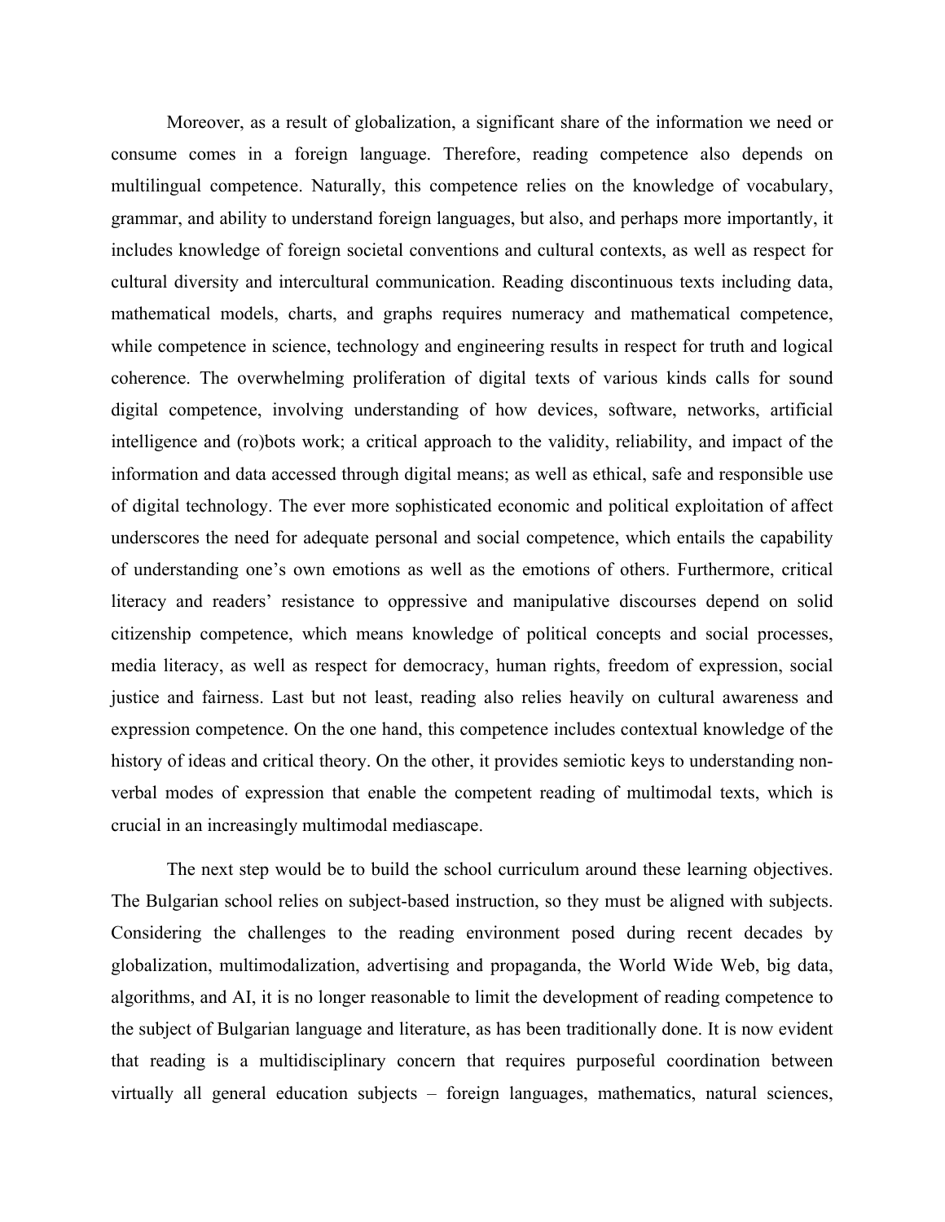Moreover, as a result of globalization, a significant share of the information we need or consume comes in a foreign language. Therefore, reading competence also depends on multilingual competence. Naturally, this competence relies on the knowledge of vocabulary, grammar, and ability to understand foreign languages, but also, and perhaps more importantly, it includes knowledge of foreign societal conventions and cultural contexts, as well as respect for cultural diversity and intercultural communication. Reading discontinuous texts including data, mathematical models, charts, and graphs requires numeracy and mathematical competence, while competence in science, technology and engineering results in respect for truth and logical coherence. The overwhelming proliferation of digital texts of various kinds calls for sound digital competence, involving understanding of how devices, software, networks, artificial intelligence and (ro)bots work; a critical approach to the validity, reliability, and impact of the information and data accessed through digital means; as well as ethical, safe and responsible use of digital technology. The ever more sophisticated economic and political exploitation of affect underscores the need for adequate personal and social competence, which entails the capability of understanding one's own emotions as well as the emotions of others. Furthermore, critical literacy and readers' resistance to oppressive and manipulative discourses depend on solid citizenship competence, which means knowledge of political concepts and social processes, media literacy, as well as respect for democracy, human rights, freedom of expression, social justice and fairness. Last but not least, reading also relies heavily on cultural awareness and expression competence. On the one hand, this competence includes contextual knowledge of the history of ideas and critical theory. On the other, it provides semiotic keys to understanding non-verbal modes of expression that enable the competent reading of multimodal texts, which is crucial in an increasingly multimodal mediascape.

The next step would be to build the school curriculum around these learning objectives. The Bulgarian school relies on subject-based instruction, so they must be aligned with subjects. Considering the challenges to the reading environment posed during recent decades by globalization, multimodalization, advertising and propaganda, the World Wide Web, big data, algorithms, and AI, it is no longer reasonable to limit the development of reading competence to the subject of Bulgarian language and literature, as has been traditionally done. It is now evident that reading is a multidisciplinary concern that requires purposeful coordination between virtually all general education subjects – foreign languages, mathematics, natural sciences,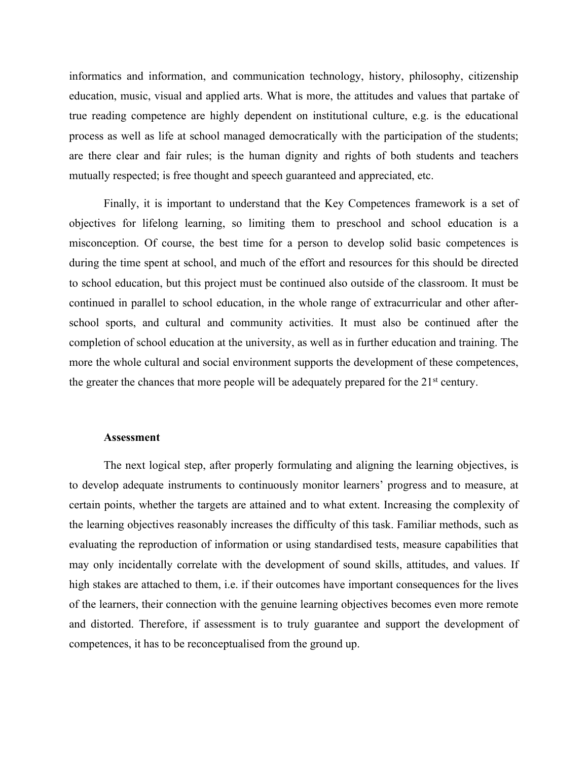informatics and information, and communication technology, history, philosophy, citizenship education, music, visual and applied arts. What is more, the attitudes and values that partake of true reading competence are highly dependent on institutional culture, e.g. is the educational process as well as life at school managed democratically with the participation of the students; are there clear and fair rules; is the human dignity and rights of both students and teachers mutually respected; is free thought and speech guaranteed and appreciated, etc.

Finally, it is important to understand that the Key Competences framework is a set of objectives for lifelong learning, so limiting them to preschool and school education is a misconception. Of course, the best time for a person to develop solid basic competences is during the time spent at school, and much of the effort and resources for this should be directed to school education, but this project must be continued also outside of the classroom. It must be continued in parallel to school education, in the whole range of extracurricular and other after-school sports, and cultural and community activities. It must also be continued after the completion of school education at the university, as well as in further education and training. The more the whole cultural and social environment supports the development of these competences, the greater the chances that more people will be adequately prepared for the 21st century.

**Assessment**

The next logical step, after properly formulating and aligning the learning objectives, is to develop adequate instruments to continuously monitor learners' progress and to measure, at certain points, whether the targets are attained and to what extent. Increasing the complexity of the learning objectives reasonably increases the difficulty of this task. Familiar methods, such as evaluating the reproduction of information or using standardised tests, measure capabilities that may only incidentally correlate with the development of sound skills, attitudes, and values. If high stakes are attached to them, i.e. if their outcomes have important consequences for the lives of the learners, their connection with the genuine learning objectives becomes even more remote and distorted. Therefore, if assessment is to truly guarantee and support the development of competences, it has to be reconceptualised from the ground up.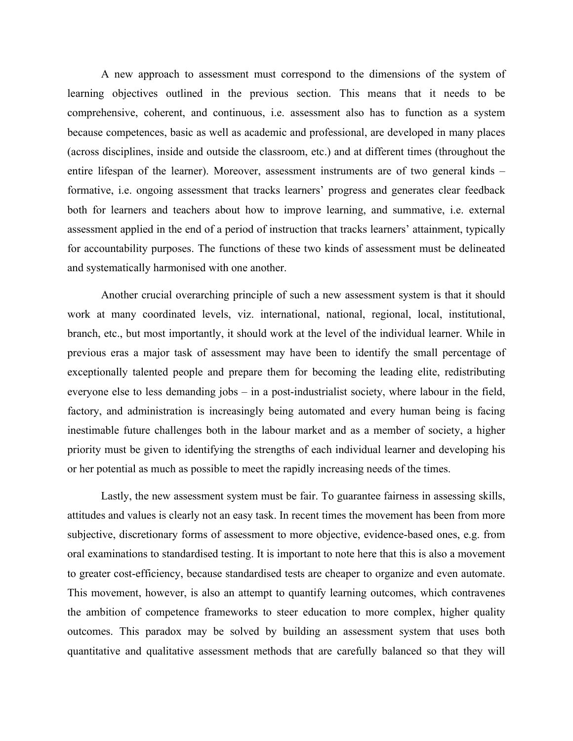A new approach to assessment must correspond to the dimensions of the system of learning objectives outlined in the previous section. This means that it needs to be comprehensive, coherent, and continuous, i.e. assessment also has to function as a system because competences, basic as well as academic and professional, are developed in many places (across disciplines, inside and outside the classroom, etc.) and at different times (throughout the entire lifespan of the learner). Moreover, assessment instruments are of two general kinds – formative, i.e. ongoing assessment that tracks learners' progress and generates clear feedback both for learners and teachers about how to improve learning, and summative, i.e. external assessment applied in the end of a period of instruction that tracks learners' attainment, typically for accountability purposes. The functions of these two kinds of assessment must be delineated and systematically harmonised with one another.

Another crucial overarching principle of such a new assessment system is that it should work at many coordinated levels, viz. international, national, regional, local, institutional, branch, etc., but most importantly, it should work at the level of the individual learner. While in previous eras a major task of assessment may have been to identify the small percentage of exceptionally talented people and prepare them for becoming the leading elite, redistributing everyone else to less demanding jobs – in a post-industrialist society, where labour in the field, factory, and administration is increasingly being automated and every human being is facing inestimable future challenges both in the labour market and as a member of society, a higher priority must be given to identifying the strengths of each individual learner and developing his or her potential as much as possible to meet the rapidly increasing needs of the times.

Lastly, the new assessment system must be fair. To guarantee fairness in assessing skills, attitudes and values is clearly not an easy task. In recent times the movement has been from more subjective, discretionary forms of assessment to more objective, evidence-based ones, e.g. from oral examinations to standardised testing. It is important to note here that this is also a movement to greater cost-efficiency, because standardised tests are cheaper to organize and even automate. This movement, however, is also an attempt to quantify learning outcomes, which contravenes the ambition of competence frameworks to steer education to more complex, higher quality outcomes. This paradox may be solved by building an assessment system that uses both quantitative and qualitative assessment methods that are carefully balanced so that they will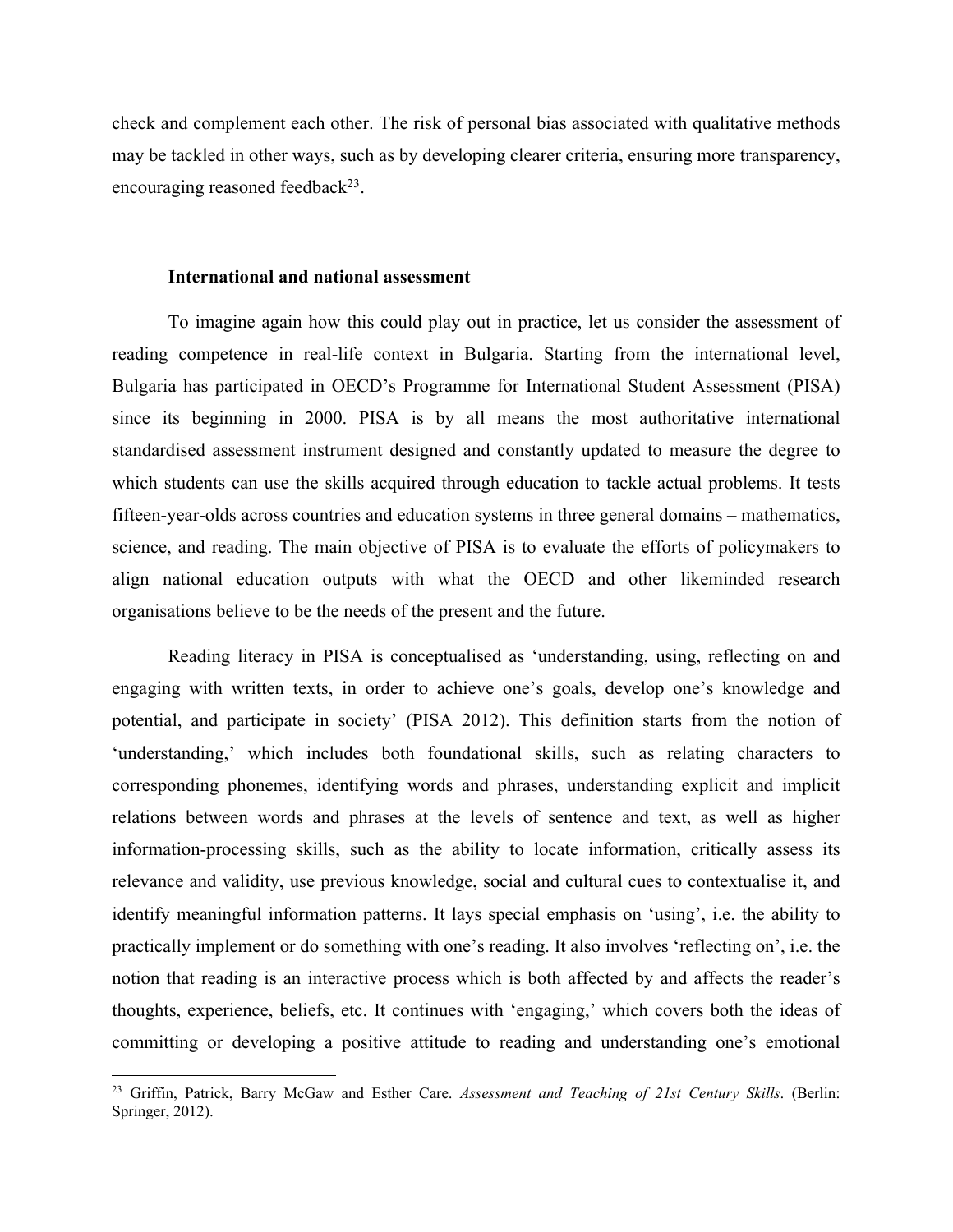check and complement each other. The risk of personal bias associated with qualitative methods may be tackled in other ways, such as by developing clearer criteria, ensuring more transparency, encouraging reasoned feedback[23].

### International and national assessment

To imagine again how this could play out in practice, let us consider the assessment of reading competence in real-life context in Bulgaria. Starting from the international level, Bulgaria has participated in OECD's Programme for International Student Assessment (PISA) since its beginning in 2000. PISA is by all means the most authoritative international standardised assessment instrument designed and constantly updated to measure the degree to which students can use the skills acquired through education to tackle actual problems. It tests fifteen-year-olds across countries and education systems in three general domains – mathematics, science, and reading. The main objective of PISA is to evaluate the efforts of policymakers to align national education outputs with what the OECD and other likeminded research organisations believe to be the needs of the present and the future.

Reading literacy in PISA is conceptualised as 'understanding, using, reflecting on and engaging with written texts, in order to achieve one's goals, develop one's knowledge and potential, and participate in society' (PISA 2012). This definition starts from the notion of 'understanding,' which includes both foundational skills, such as relating characters to corresponding phonemes, identifying words and phrases, understanding explicit and implicit relations between words and phrases at the levels of sentence and text, as well as higher information-processing skills, such as the ability to locate information, critically assess its relevance and validity, use previous knowledge, social and cultural cues to contextualise it, and identify meaningful information patterns. It lays special emphasis on 'using', i.e. the ability to practically implement or do something with one's reading. It also involves 'reflecting on', i.e. the notion that reading is an interactive process which is both affected by and affects the reader's thoughts, experience, beliefs, etc. It continues with 'engaging,' which covers both the ideas of committing or developing a positive attitude to reading and understanding one's emotional

---

[23] Griffin, Patrick, Barry McGaw and Esther Care. *Assessment and Teaching of 21st Century Skills*. (Berlin: Springer, 2012).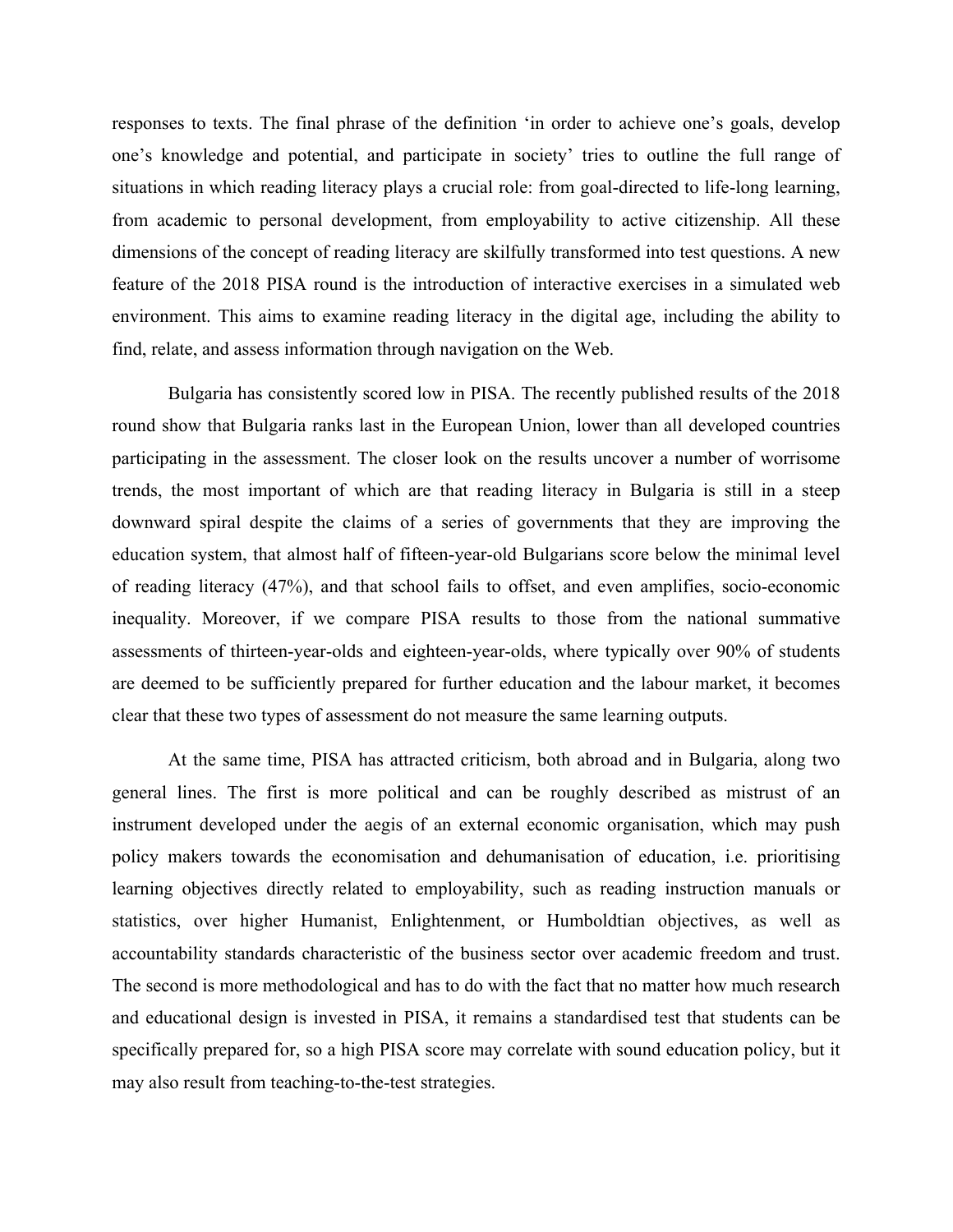responses to texts. The final phrase of the definition 'in order to achieve one's goals, develop one's knowledge and potential, and participate in society' tries to outline the full range of situations in which reading literacy plays a crucial role: from goal-directed to life-long learning, from academic to personal development, from employability to active citizenship. All these dimensions of the concept of reading literacy are skilfully transformed into test questions. A new feature of the 2018 PISA round is the introduction of interactive exercises in a simulated web environment. This aims to examine reading literacy in the digital age, including the ability to find, relate, and assess information through navigation on the Web.

Bulgaria has consistently scored low in PISA. The recently published results of the 2018 round show that Bulgaria ranks last in the European Union, lower than all developed countries participating in the assessment. The closer look on the results uncover a number of worrisome trends, the most important of which are that reading literacy in Bulgaria is still in a steep downward spiral despite the claims of a series of governments that they are improving the education system, that almost half of fifteen-year-old Bulgarians score below the minimal level of reading literacy (47%), and that school fails to offset, and even amplifies, socio-economic inequality. Moreover, if we compare PISA results to those from the national summative assessments of thirteen-year-olds and eighteen-year-olds, where typically over 90% of students are deemed to be sufficiently prepared for further education and the labour market, it becomes clear that these two types of assessment do not measure the same learning outputs.

At the same time, PISA has attracted criticism, both abroad and in Bulgaria, along two general lines. The first is more political and can be roughly described as mistrust of an instrument developed under the aegis of an external economic organisation, which may push policy makers towards the economisation and dehumanisation of education, i.e. prioritising learning objectives directly related to employability, such as reading instruction manuals or statistics, over higher Humanist, Enlightenment, or Humboldtian objectives, as well as accountability standards characteristic of the business sector over academic freedom and trust. The second is more methodological and has to do with the fact that no matter how much research and educational design is invested in PISA, it remains a standardised test that students can be specifically prepared for, so a high PISA score may correlate with sound education policy, but it may also result from teaching-to-the-test strategies.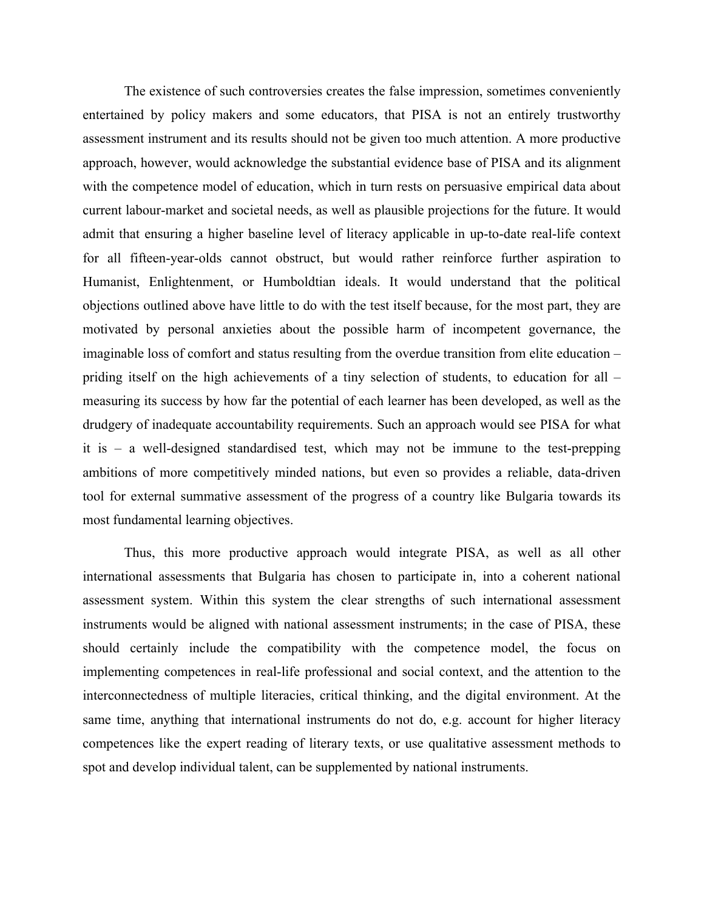The existence of such controversies creates the false impression, sometimes conveniently entertained by policy makers and some educators, that PISA is not an entirely trustworthy assessment instrument and its results should not be given too much attention. A more productive approach, however, would acknowledge the substantial evidence base of PISA and its alignment with the competence model of education, which in turn rests on persuasive empirical data about current labour-market and societal needs, as well as plausible projections for the future. It would admit that ensuring a higher baseline level of literacy applicable in up-to-date real-life context for all fifteen-year-olds cannot obstruct, but would rather reinforce further aspiration to Humanist, Enlightenment, or Humboldtian ideals. It would understand that the political objections outlined above have little to do with the test itself because, for the most part, they are motivated by personal anxieties about the possible harm of incompetent governance, the imaginable loss of comfort and status resulting from the overdue transition from elite education – priding itself on the high achievements of a tiny selection of students, to education for all – measuring its success by how far the potential of each learner has been developed, as well as the drudgery of inadequate accountability requirements. Such an approach would see PISA for what it is – a well-designed standardised test, which may not be immune to the test-prepping ambitions of more competitively minded nations, but even so provides a reliable, data-driven tool for external summative assessment of the progress of a country like Bulgaria towards its most fundamental learning objectives.

Thus, this more productive approach would integrate PISA, as well as all other international assessments that Bulgaria has chosen to participate in, into a coherent national assessment system. Within this system the clear strengths of such international assessment instruments would be aligned with national assessment instruments; in the case of PISA, these should certainly include the compatibility with the competence model, the focus on implementing competences in real-life professional and social context, and the attention to the interconnectedness of multiple literacies, critical thinking, and the digital environment. At the same time, anything that international instruments do not do, e.g. account for higher literacy competences like the expert reading of literary texts, or use qualitative assessment methods to spot and develop individual talent, can be supplemented by national instruments.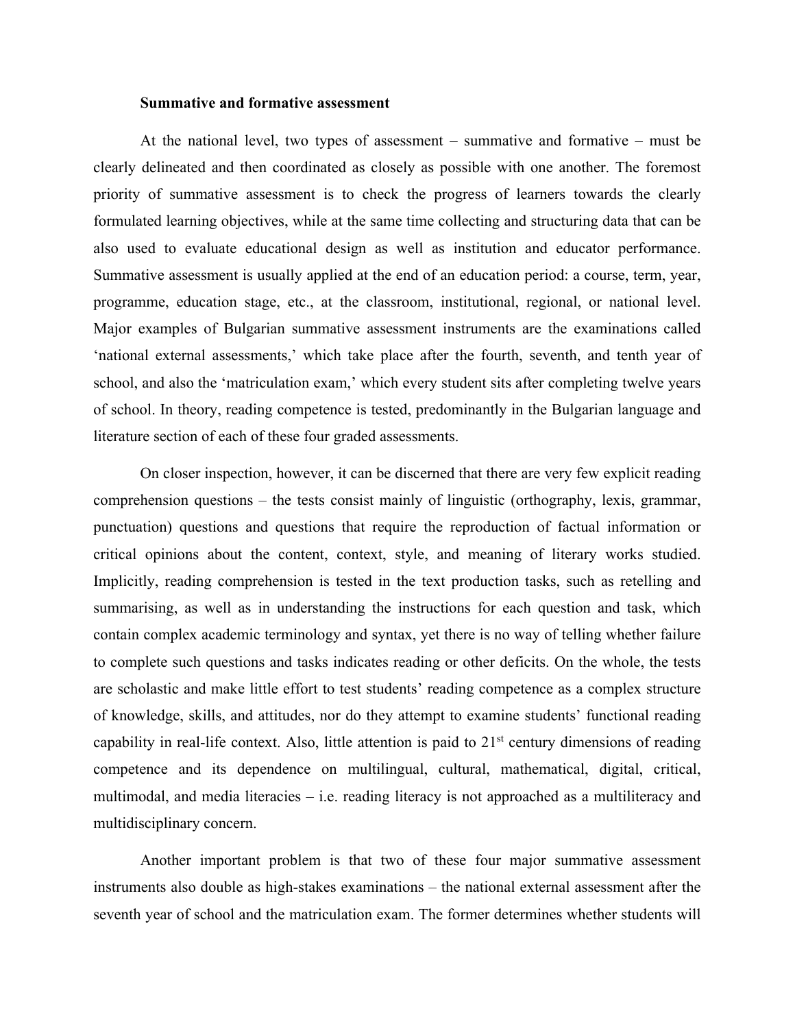### Summative and formative assessment

At the national level, two types of assessment – summative and formative – must be clearly delineated and then coordinated as closely as possible with one another. The foremost priority of summative assessment is to check the progress of learners towards the clearly formulated learning objectives, while at the same time collecting and structuring data that can be also used to evaluate educational design as well as institution and educator performance. Summative assessment is usually applied at the end of an education period: a course, term, year, programme, education stage, etc., at the classroom, institutional, regional, or national level. Major examples of Bulgarian summative assessment instruments are the examinations called 'national external assessments,' which take place after the fourth, seventh, and tenth year of school, and also the 'matriculation exam,' which every student sits after completing twelve years of school. In theory, reading competence is tested, predominantly in the Bulgarian language and literature section of each of these four graded assessments.

On closer inspection, however, it can be discerned that there are very few explicit reading comprehension questions – the tests consist mainly of linguistic (orthography, lexis, grammar, punctuation) questions and questions that require the reproduction of factual information or critical opinions about the content, context, style, and meaning of literary works studied. Implicitly, reading comprehension is tested in the text production tasks, such as retelling and summarising, as well as in understanding the instructions for each question and task, which contain complex academic terminology and syntax, yet there is no way of telling whether failure to complete such questions and tasks indicates reading or other deficits. On the whole, the tests are scholastic and make little effort to test students' reading competence as a complex structure of knowledge, skills, and attitudes, nor do they attempt to examine students' functional reading capability in real-life context. Also, little attention is paid to 21st century dimensions of reading competence and its dependence on multilingual, cultural, mathematical, digital, critical, multimodal, and media literacies – i.e. reading literacy is not approached as a multiliteracy and multidisciplinary concern.

Another important problem is that two of these four major summative assessment instruments also double as high-stakes examinations – the national external assessment after the seventh year of school and the matriculation exam. The former determines whether students will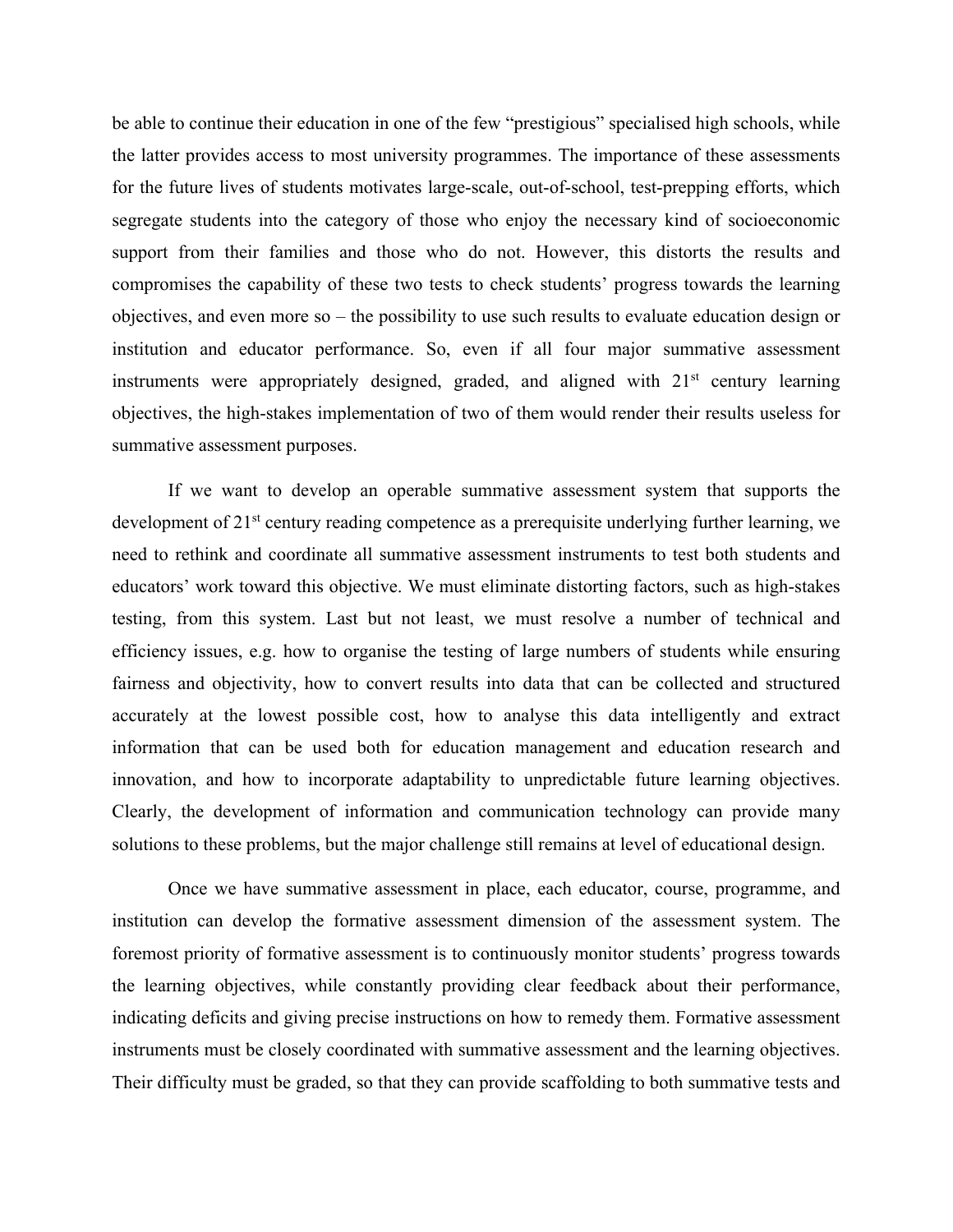be able to continue their education in one of the few "prestigious" specialised high schools, while the latter provides access to most university programmes. The importance of these assessments for the future lives of students motivates large-scale, out-of-school, test-prepping efforts, which segregate students into the category of those who enjoy the necessary kind of socioeconomic support from their families and those who do not. However, this distorts the results and compromises the capability of these two tests to check students' progress towards the learning objectives, and even more so – the possibility to use such results to evaluate education design or institution and educator performance. So, even if all four major summative assessment instruments were appropriately designed, graded, and aligned with 21st century learning objectives, the high-stakes implementation of two of them would render their results useless for summative assessment purposes.

If we want to develop an operable summative assessment system that supports the development of 21st century reading competence as a prerequisite underlying further learning, we need to rethink and coordinate all summative assessment instruments to test both students and educators' work toward this objective. We must eliminate distorting factors, such as high-stakes testing, from this system. Last but not least, we must resolve a number of technical and efficiency issues, e.g. how to organise the testing of large numbers of students while ensuring fairness and objectivity, how to convert results into data that can be collected and structured accurately at the lowest possible cost, how to analyse this data intelligently and extract information that can be used both for education management and education research and innovation, and how to incorporate adaptability to unpredictable future learning objectives. Clearly, the development of information and communication technology can provide many solutions to these problems, but the major challenge still remains at level of educational design.

Once we have summative assessment in place, each educator, course, programme, and institution can develop the formative assessment dimension of the assessment system. The foremost priority of formative assessment is to continuously monitor students' progress towards the learning objectives, while constantly providing clear feedback about their performance, indicating deficits and giving precise instructions on how to remedy them. Formative assessment instruments must be closely coordinated with summative assessment and the learning objectives. Their difficulty must be graded, so that they can provide scaffolding to both summative tests and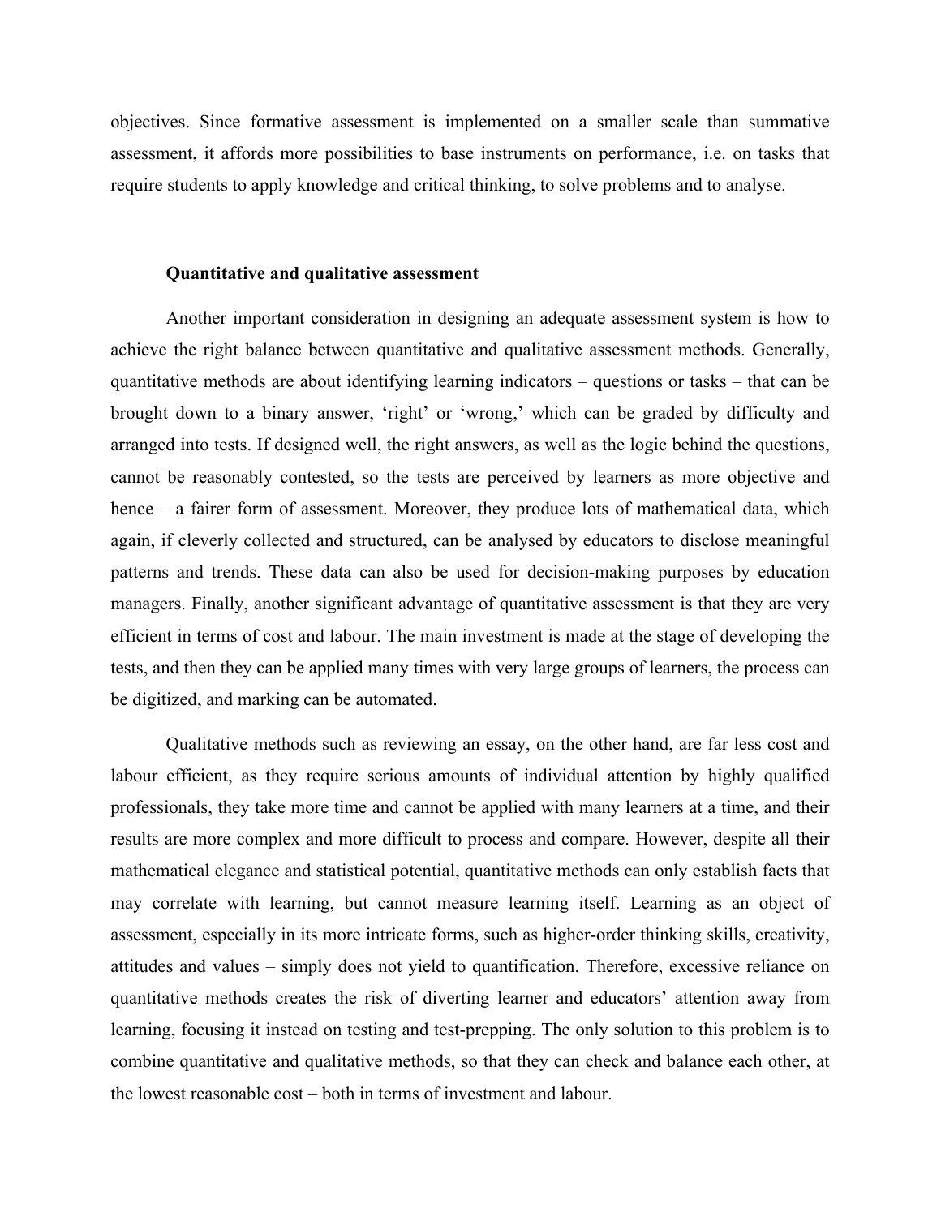objectives. Since formative assessment is implemented on a smaller scale than summative assessment, it affords more possibilities to base instruments on performance, i.e. on tasks that require students to apply knowledge and critical thinking, to solve problems and to analyse.

**Quantitative and qualitative assessment**

Another important consideration in designing an adequate assessment system is how to achieve the right balance between quantitative and qualitative assessment methods. Generally, quantitative methods are about identifying learning indicators – questions or tasks – that can be brought down to a binary answer, 'right' or 'wrong,' which can be graded by difficulty and arranged into tests. If designed well, the right answers, as well as the logic behind the questions, cannot be reasonably contested, so the tests are perceived by learners as more objective and hence – a fairer form of assessment. Moreover, they produce lots of mathematical data, which again, if cleverly collected and structured, can be analysed by educators to disclose meaningful patterns and trends. These data can also be used for decision-making purposes by education managers. Finally, another significant advantage of quantitative assessment is that they are very efficient in terms of cost and labour. The main investment is made at the stage of developing the tests, and then they can be applied many times with very large groups of learners, the process can be digitized, and marking can be automated.

Qualitative methods such as reviewing an essay, on the other hand, are far less cost and labour efficient, as they require serious amounts of individual attention by highly qualified professionals, they take more time and cannot be applied with many learners at a time, and their results are more complex and more difficult to process and compare. However, despite all their mathematical elegance and statistical potential, quantitative methods can only establish facts that may correlate with learning, but cannot measure learning itself. Learning as an object of assessment, especially in its more intricate forms, such as higher-order thinking skills, creativity, attitudes and values – simply does not yield to quantification. Therefore, excessive reliance on quantitative methods creates the risk of diverting learner and educators' attention away from learning, focusing it instead on testing and test-prepping. The only solution to this problem is to combine quantitative and qualitative methods, so that they can check and balance each other, at the lowest reasonable cost – both in terms of investment and labour.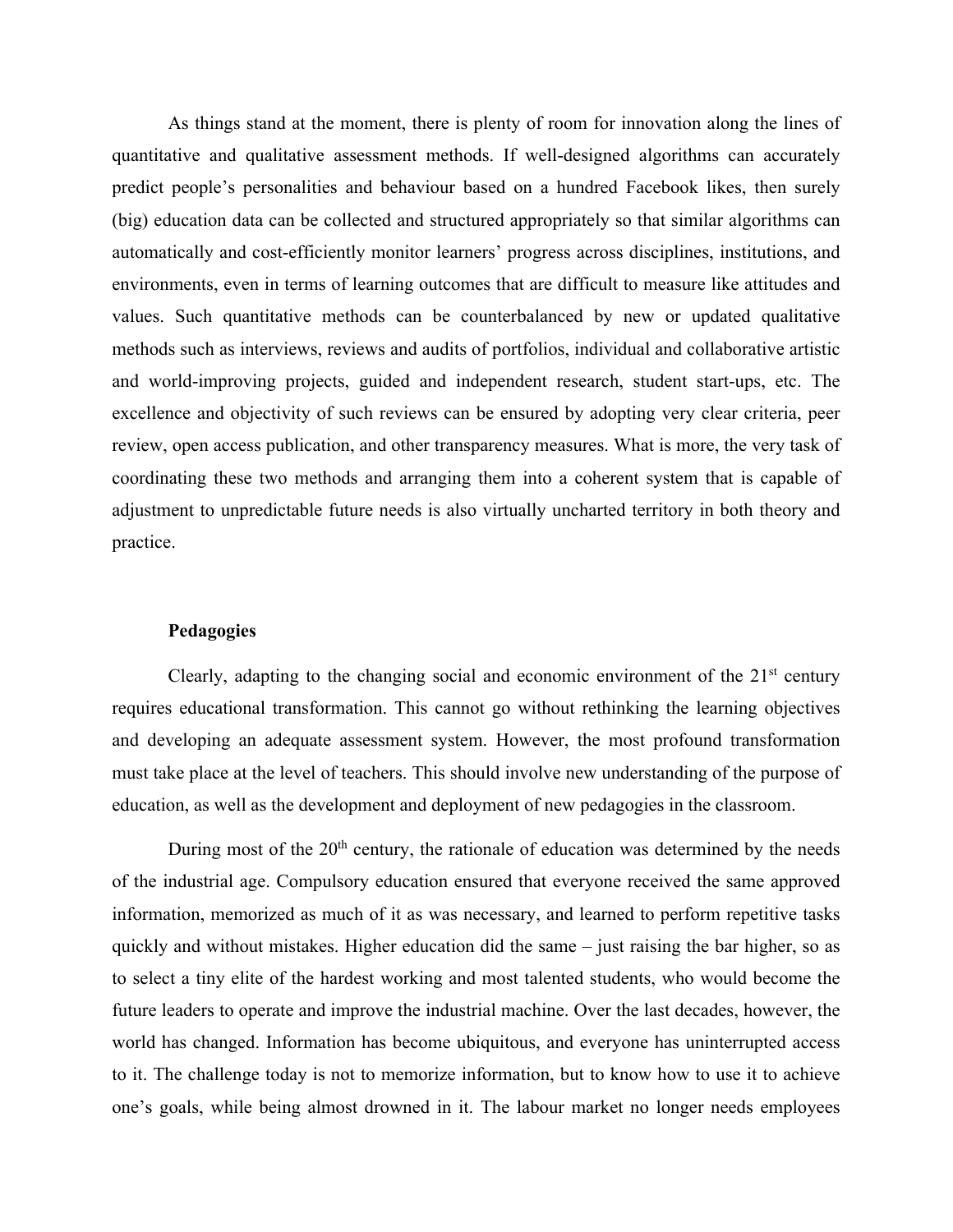As things stand at the moment, there is plenty of room for innovation along the lines of quantitative and qualitative assessment methods. If well-designed algorithms can accurately predict people's personalities and behaviour based on a hundred Facebook likes, then surely (big) education data can be collected and structured appropriately so that similar algorithms can automatically and cost-efficiently monitor learners' progress across disciplines, institutions, and environments, even in terms of learning outcomes that are difficult to measure like attitudes and values. Such quantitative methods can be counterbalanced by new or updated qualitative methods such as interviews, reviews and audits of portfolios, individual and collaborative artistic and world-improving projects, guided and independent research, student start-ups, etc. The excellence and objectivity of such reviews can be ensured by adopting very clear criteria, peer review, open access publication, and other transparency measures. What is more, the very task of coordinating these two methods and arranging them into a coherent system that is capable of adjustment to unpredictable future needs is also virtually uncharted territory in both theory and practice.

**Pedagogies**

Clearly, adapting to the changing social and economic environment of the 21st century requires educational transformation. This cannot go without rethinking the learning objectives and developing an adequate assessment system. However, the most profound transformation must take place at the level of teachers. This should involve new understanding of the purpose of education, as well as the development and deployment of new pedagogies in the classroom.

During most of the 20th century, the rationale of education was determined by the needs of the industrial age. Compulsory education ensured that everyone received the same approved information, memorized as much of it as was necessary, and learned to perform repetitive tasks quickly and without mistakes. Higher education did the same – just raising the bar higher, so as to select a tiny elite of the hardest working and most talented students, who would become the future leaders to operate and improve the industrial machine. Over the last decades, however, the world has changed. Information has become ubiquitous, and everyone has uninterrupted access to it. The challenge today is not to memorize information, but to know how to use it to achieve one's goals, while being almost drowned in it. The labour market no longer needs employees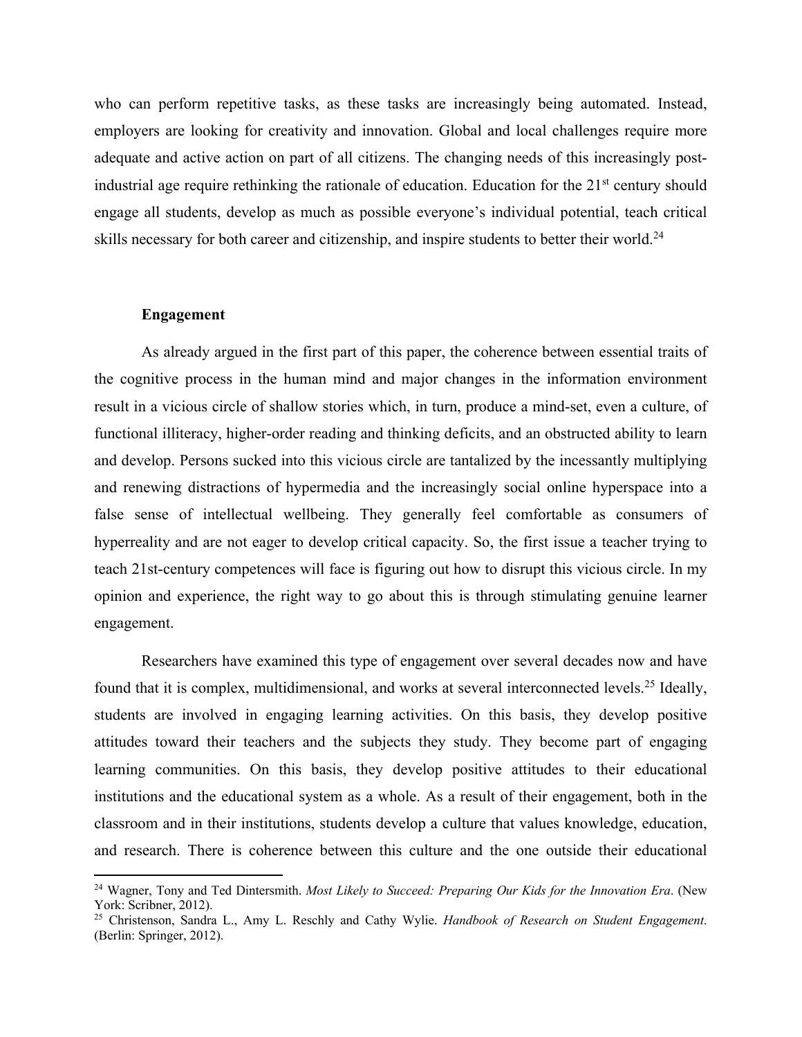who can perform repetitive tasks, as these tasks are increasingly being automated. Instead, employers are looking for creativity and innovation. Global and local challenges require more adequate and active action on part of all citizens. The changing needs of this increasingly post-industrial age require rethinking the rationale of education. Education for the 21st century should engage all students, develop as much as possible everyone's individual potential, teach critical skills necessary for both career and citizenship, and inspire students to better their world.[24]

**Engagement**

As already argued in the first part of this paper, the coherence between essential traits of the cognitive process in the human mind and major changes in the information environment result in a vicious circle of shallow stories which, in turn, produce a mind-set, even a culture, of functional illiteracy, higher-order reading and thinking deficits, and an obstructed ability to learn and develop. Persons sucked into this vicious circle are tantalized by the incessantly multiplying and renewing distractions of hypermedia and the increasingly social online hyperspace into a false sense of intellectual wellbeing. They generally feel comfortable as consumers of hyperreality and are not eager to develop critical capacity. So, the first issue a teacher trying to teach 21st-century competences will face is figuring out how to disrupt this vicious circle. In my opinion and experience, the right way to go about this is through stimulating genuine learner engagement.

Researchers have examined this type of engagement over several decades now and have found that it is complex, multidimensional, and works at several interconnected levels.[25] Ideally, students are involved in engaging learning activities. On this basis, they develop positive attitudes toward their teachers and the subjects they study. They become part of engaging learning communities. On this basis, they develop positive attitudes to their educational institutions and the educational system as a whole. As a result of their engagement, both in the classroom and in their institutions, students develop a culture that values knowledge, education, and research. There is coherence between this culture and the one outside their educational

---

[24] Wagner, Tony and Ted Dintersmith. *Most Likely to Succeed: Preparing Our Kids for the Innovation Era*. (New York: Scribner, 2012).

[25] Christenson, Sandra L., Amy L. Reschly and Cathy Wylie. *Handbook of Research on Student Engagement*. (Berlin: Springer, 2012).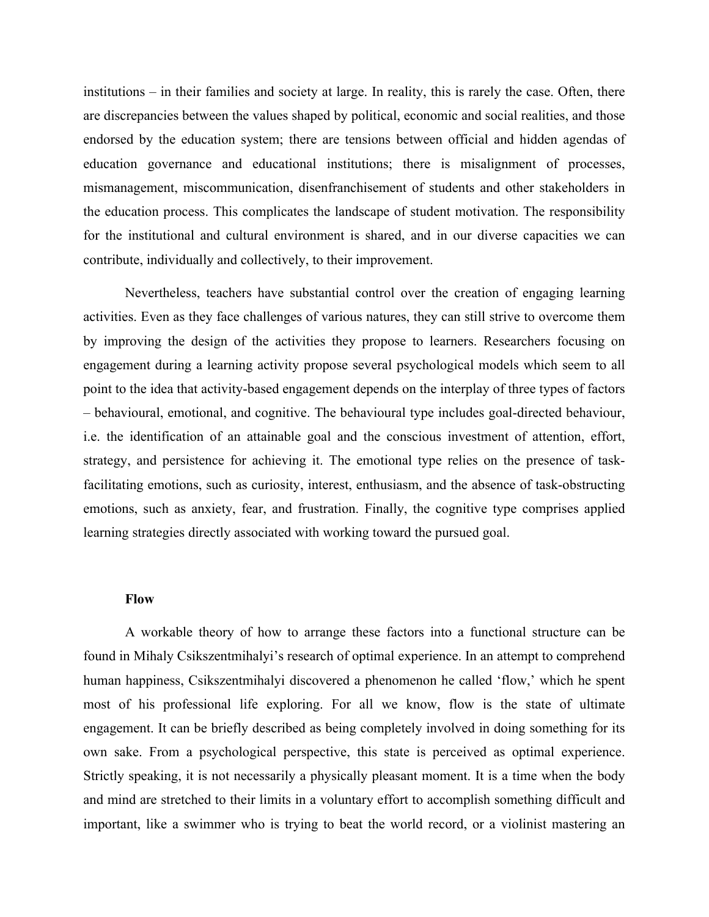institutions – in their families and society at large. In reality, this is rarely the case. Often, there are discrepancies between the values shaped by political, economic and social realities, and those endorsed by the education system; there are tensions between official and hidden agendas of education governance and educational institutions; there is misalignment of processes, mismanagement, miscommunication, disenfranchisement of students and other stakeholders in the education process. This complicates the landscape of student motivation. The responsibility for the institutional and cultural environment is shared, and in our diverse capacities we can contribute, individually and collectively, to their improvement.

Nevertheless, teachers have substantial control over the creation of engaging learning activities. Even as they face challenges of various natures, they can still strive to overcome them by improving the design of the activities they propose to learners. Researchers focusing on engagement during a learning activity propose several psychological models which seem to all point to the idea that activity-based engagement depends on the interplay of three types of factors – behavioural, emotional, and cognitive. The behavioural type includes goal-directed behaviour, i.e. the identification of an attainable goal and the conscious investment of attention, effort, strategy, and persistence for achieving it. The emotional type relies on the presence of task-facilitating emotions, such as curiosity, interest, enthusiasm, and the absence of task-obstructing emotions, such as anxiety, fear, and frustration. Finally, the cognitive type comprises applied learning strategies directly associated with working toward the pursued goal.

## Flow

A workable theory of how to arrange these factors into a functional structure can be found in Mihaly Csikszentmihalyi's research of optimal experience. In an attempt to comprehend human happiness, Csikszentmihalyi discovered a phenomenon he called 'flow,' which he spent most of his professional life exploring. For all we know, flow is the state of ultimate engagement. It can be briefly described as being completely involved in doing something for its own sake. From a psychological perspective, this state is perceived as optimal experience. Strictly speaking, it is not necessarily a physically pleasant moment. It is a time when the body and mind are stretched to their limits in a voluntary effort to accomplish something difficult and important, like a swimmer who is trying to beat the world record, or a violinist mastering an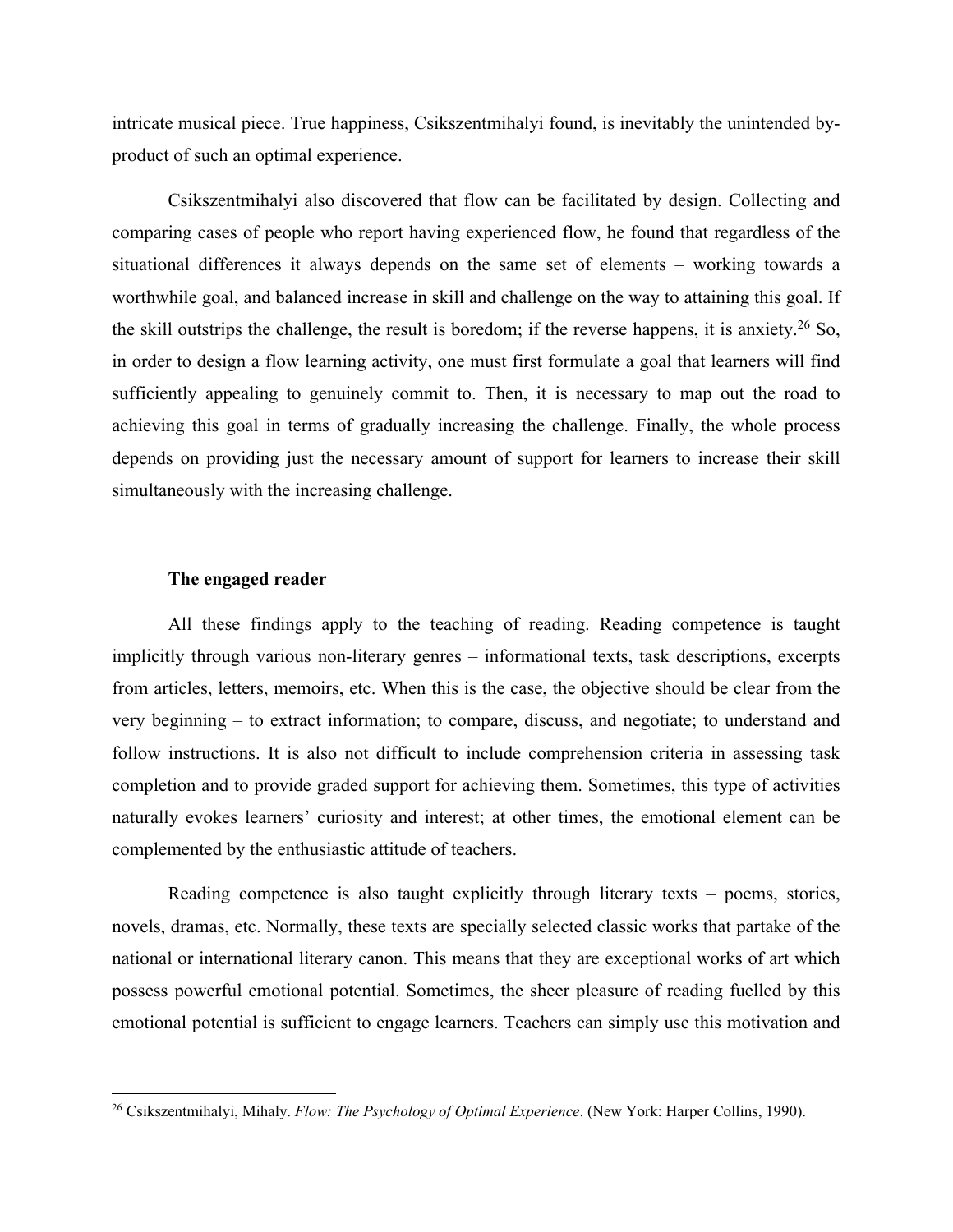intricate musical piece. True happiness, Csikszentmihalyi found, is inevitably the unintended by-product of such an optimal experience.

Csikszentmihalyi also discovered that flow can be facilitated by design. Collecting and comparing cases of people who report having experienced flow, he found that regardless of the situational differences it always depends on the same set of elements – working towards a worthwhile goal, and balanced increase in skill and challenge on the way to attaining this goal. If the skill outstrips the challenge, the result is boredom; if the reverse happens, it is anxiety.[26] So, in order to design a flow learning activity, one must first formulate a goal that learners will find sufficiently appealing to genuinely commit to. Then, it is necessary to map out the road to achieving this goal in terms of gradually increasing the challenge. Finally, the whole process depends on providing just the necessary amount of support for learners to increase their skill simultaneously with the increasing challenge.

### The engaged reader

All these findings apply to the teaching of reading. Reading competence is taught implicitly through various non-literary genres – informational texts, task descriptions, excerpts from articles, letters, memoirs, etc. When this is the case, the objective should be clear from the very beginning – to extract information; to compare, discuss, and negotiate; to understand and follow instructions. It is also not difficult to include comprehension criteria in assessing task completion and to provide graded support for achieving them. Sometimes, this type of activities naturally evokes learners' curiosity and interest; at other times, the emotional element can be complemented by the enthusiastic attitude of teachers.

Reading competence is also taught explicitly through literary texts – poems, stories, novels, dramas, etc. Normally, these texts are specially selected classic works that partake of the national or international literary canon. This means that they are exceptional works of art which possess powerful emotional potential. Sometimes, the sheer pleasure of reading fuelled by this emotional potential is sufficient to engage learners. Teachers can simply use this motivation and

---

[26] Csikszentmihalyi, Mihaly. *Flow: The Psychology of Optimal Experience*. (New York: Harper Collins, 1990).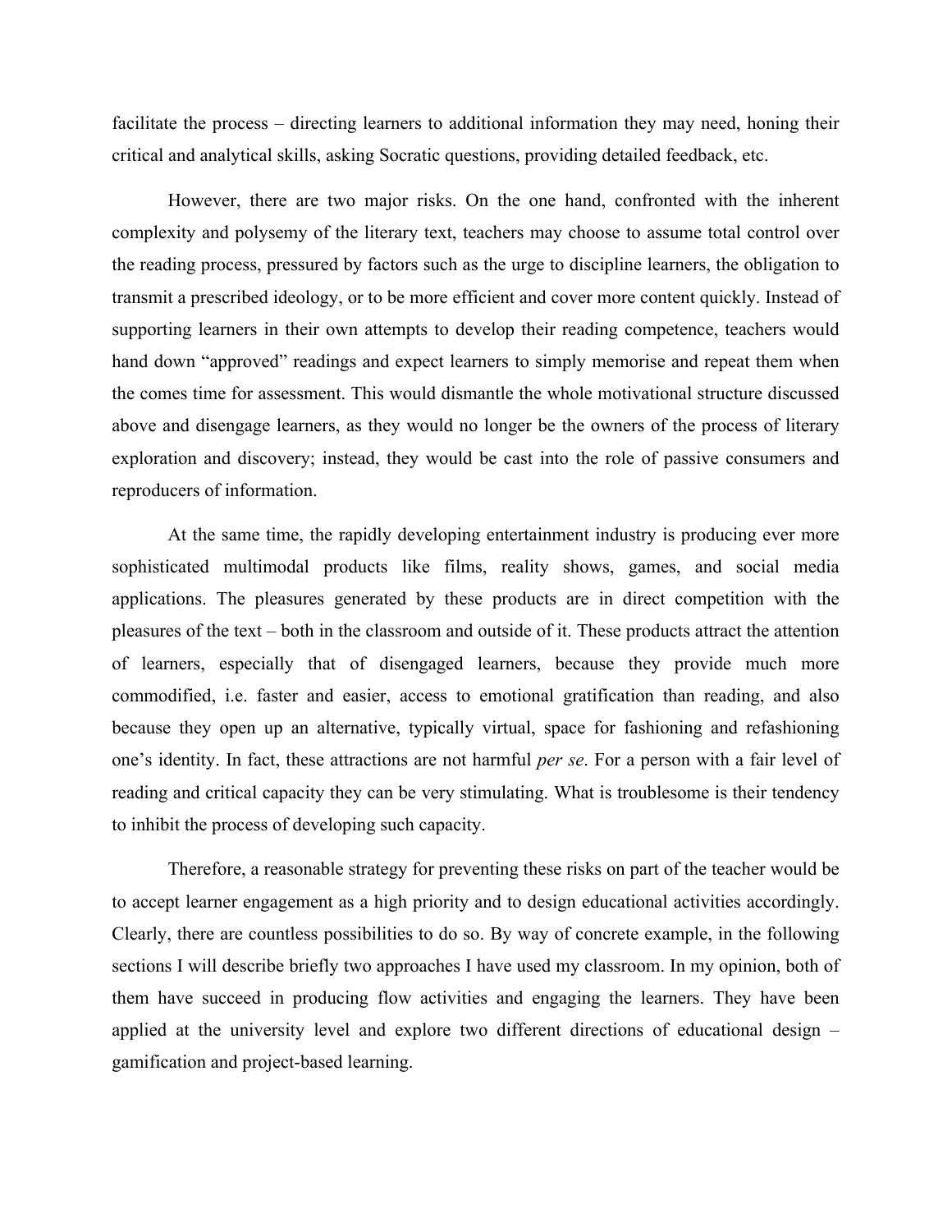facilitate the process – directing learners to additional information they may need, honing their critical and analytical skills, asking Socratic questions, providing detailed feedback, etc.

However, there are two major risks. On the one hand, confronted with the inherent complexity and polysemy of the literary text, teachers may choose to assume total control over the reading process, pressured by factors such as the urge to discipline learners, the obligation to transmit a prescribed ideology, or to be more efficient and cover more content quickly. Instead of supporting learners in their own attempts to develop their reading competence, teachers would hand down "approved" readings and expect learners to simply memorise and repeat them when the comes time for assessment. This would dismantle the whole motivational structure discussed above and disengage learners, as they would no longer be the owners of the process of literary exploration and discovery; instead, they would be cast into the role of passive consumers and reproducers of information.

At the same time, the rapidly developing entertainment industry is producing ever more sophisticated multimodal products like films, reality shows, games, and social media applications. The pleasures generated by these products are in direct competition with the pleasures of the text – both in the classroom and outside of it. These products attract the attention of learners, especially that of disengaged learners, because they provide much more commodified, i.e. faster and easier, access to emotional gratification than reading, and also because they open up an alternative, typically virtual, space for fashioning and refashioning one's identity. In fact, these attractions are not harmful *per se*. For a person with a fair level of reading and critical capacity they can be very stimulating. What is troublesome is their tendency to inhibit the process of developing such capacity.

Therefore, a reasonable strategy for preventing these risks on part of the teacher would be to accept learner engagement as a high priority and to design educational activities accordingly. Clearly, there are countless possibilities to do so. By way of concrete example, in the following sections I will describe briefly two approaches I have used my classroom. In my opinion, both of them have succeed in producing flow activities and engaging the learners. They have been applied at the university level and explore two different directions of educational design – gamification and project-based learning.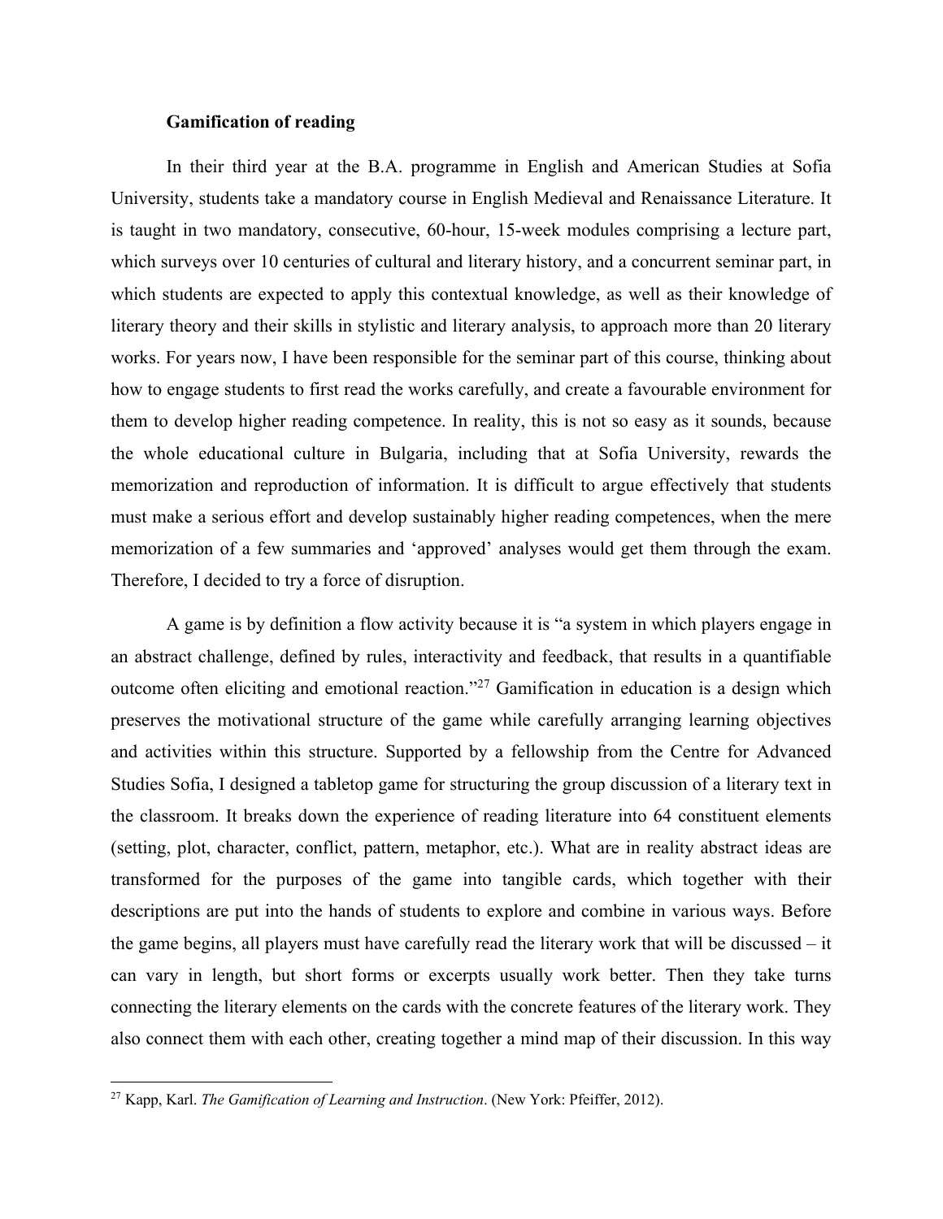**Gamification of reading**

In their third year at the B.A. programme in English and American Studies at Sofia University, students take a mandatory course in English Medieval and Renaissance Literature. It is taught in two mandatory, consecutive, 60-hour, 15-week modules comprising a lecture part, which surveys over 10 centuries of cultural and literary history, and a concurrent seminar part, in which students are expected to apply this contextual knowledge, as well as their knowledge of literary theory and their skills in stylistic and literary analysis, to approach more than 20 literary works. For years now, I have been responsible for the seminar part of this course, thinking about how to engage students to first read the works carefully, and create a favourable environment for them to develop higher reading competence. In reality, this is not so easy as it sounds, because the whole educational culture in Bulgaria, including that at Sofia University, rewards the memorization and reproduction of information. It is difficult to argue effectively that students must make a serious effort and develop sustainably higher reading competences, when the mere memorization of a few summaries and 'approved' analyses would get them through the exam. Therefore, I decided to try a force of disruption.

A game is by definition a flow activity because it is "a system in which players engage in an abstract challenge, defined by rules, interactivity and feedback, that results in a quantifiable outcome often eliciting and emotional reaction."[27] Gamification in education is a design which preserves the motivational structure of the game while carefully arranging learning objectives and activities within this structure. Supported by a fellowship from the Centre for Advanced Studies Sofia, I designed a tabletop game for structuring the group discussion of a literary text in the classroom. It breaks down the experience of reading literature into 64 constituent elements (setting, plot, character, conflict, pattern, metaphor, etc.). What are in reality abstract ideas are transformed for the purposes of the game into tangible cards, which together with their descriptions are put into the hands of students to explore and combine in various ways. Before the game begins, all players must have carefully read the literary work that will be discussed – it can vary in length, but short forms or excerpts usually work better. Then they take turns connecting the literary elements on the cards with the concrete features of the literary work. They also connect them with each other, creating together a mind map of their discussion. In this way

---

[27] Kapp, Karl. *The Gamification of Learning and Instruction*. (New York: Pfeiffer, 2012).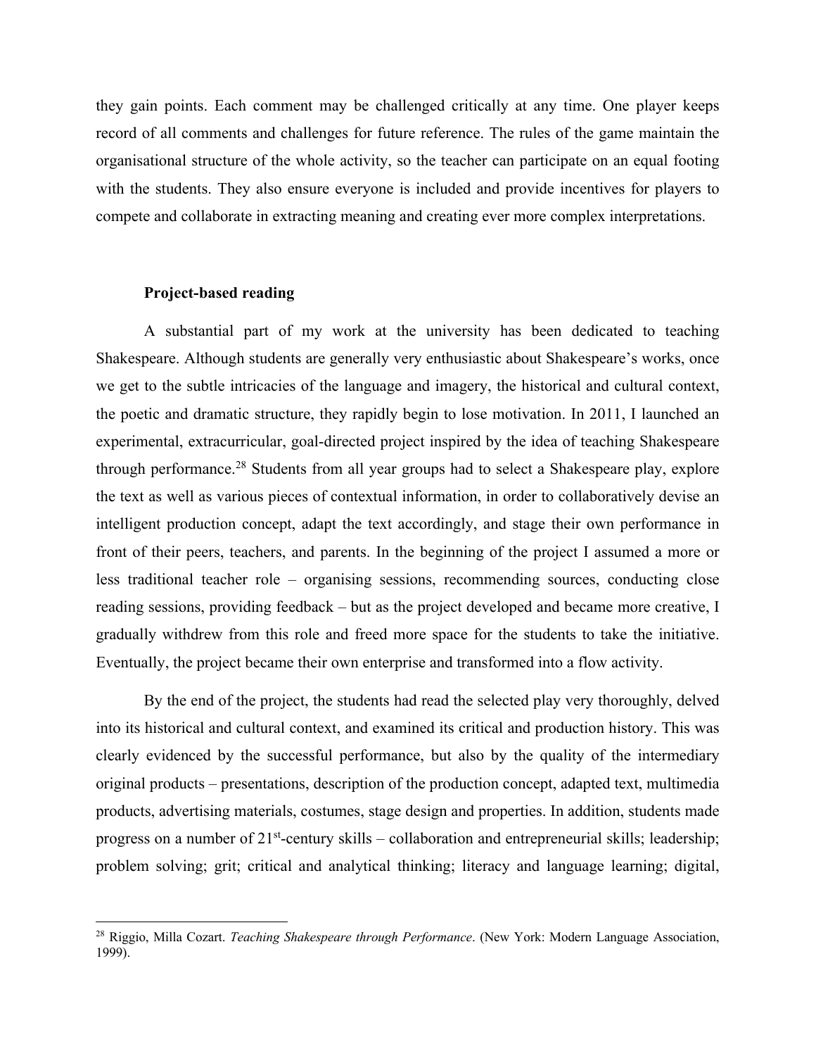they gain points. Each comment may be challenged critically at any time. One player keeps record of all comments and challenges for future reference. The rules of the game maintain the organisational structure of the whole activity, so the teacher can participate on an equal footing with the students. They also ensure everyone is included and provide incentives for players to compete and collaborate in extracting meaning and creating ever more complex interpretations.

**Project-based reading**

A substantial part of my work at the university has been dedicated to teaching Shakespeare. Although students are generally very enthusiastic about Shakespeare's works, once we get to the subtle intricacies of the language and imagery, the historical and cultural context, the poetic and dramatic structure, they rapidly begin to lose motivation. In 2011, I launched an experimental, extracurricular, goal-directed project inspired by the idea of teaching Shakespeare through performance.[28] Students from all year groups had to select a Shakespeare play, explore the text as well as various pieces of contextual information, in order to collaboratively devise an intelligent production concept, adapt the text accordingly, and stage their own performance in front of their peers, teachers, and parents. In the beginning of the project I assumed a more or less traditional teacher role – organising sessions, recommending sources, conducting close reading sessions, providing feedback – but as the project developed and became more creative, I gradually withdrew from this role and freed more space for the students to take the initiative. Eventually, the project became their own enterprise and transformed into a flow activity.

By the end of the project, the students had read the selected play very thoroughly, delved into its historical and cultural context, and examined its critical and production history. This was clearly evidenced by the successful performance, but also by the quality of the intermediary original products – presentations, description of the production concept, adapted text, multimedia products, advertising materials, costumes, stage design and properties. In addition, students made progress on a number of 21st-century skills – collaboration and entrepreneurial skills; leadership; problem solving; grit; critical and analytical thinking; literacy and language learning; digital,

---

[28] Riggio, Milla Cozart. *Teaching Shakespeare through Performance*. (New York: Modern Language Association, 1999).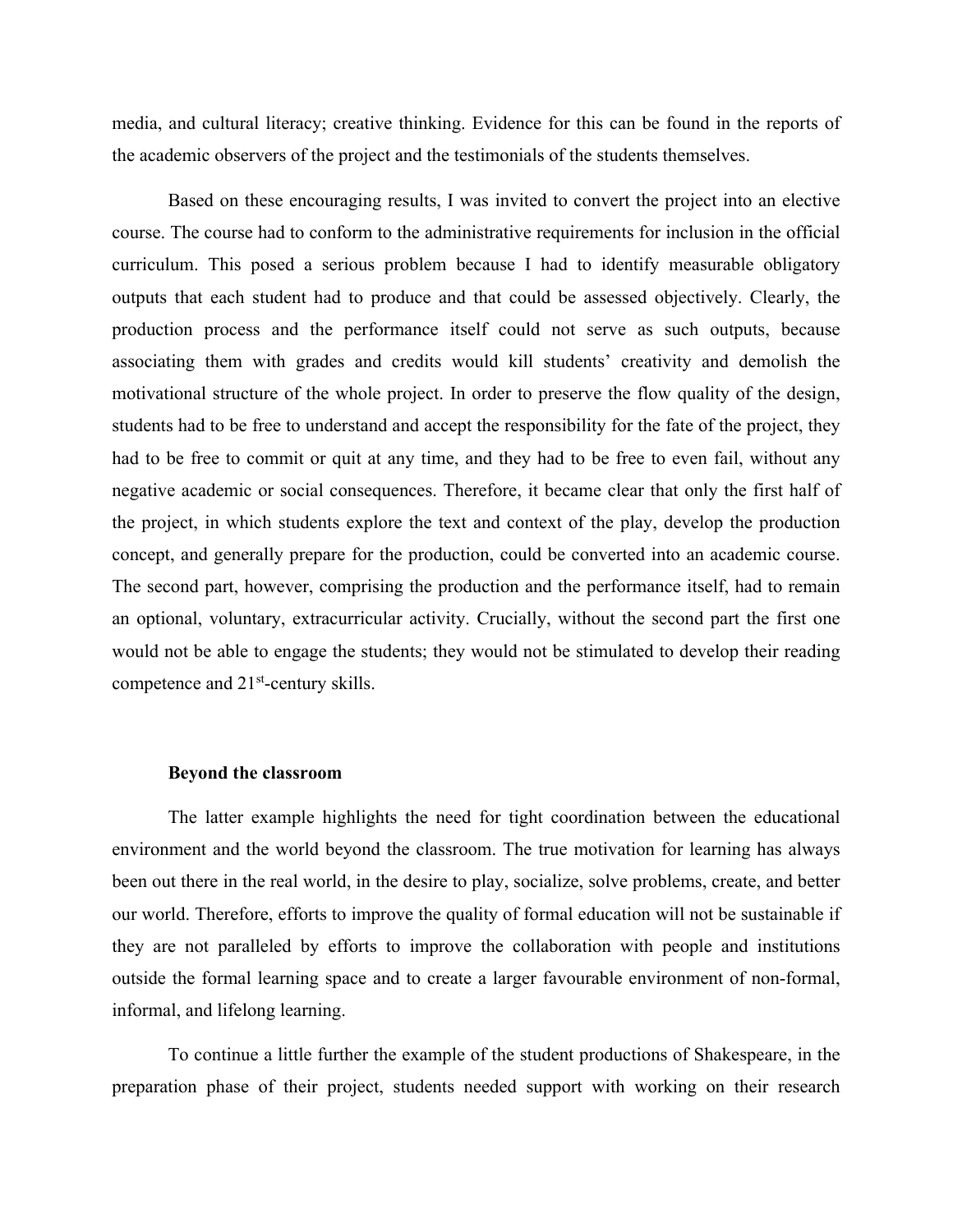media, and cultural literacy; creative thinking. Evidence for this can be found in the reports of the academic observers of the project and the testimonials of the students themselves.

Based on these encouraging results, I was invited to convert the project into an elective course. The course had to conform to the administrative requirements for inclusion in the official curriculum. This posed a serious problem because I had to identify measurable obligatory outputs that each student had to produce and that could be assessed objectively. Clearly, the production process and the performance itself could not serve as such outputs, because associating them with grades and credits would kill students' creativity and demolish the motivational structure of the whole project. In order to preserve the flow quality of the design, students had to be free to understand and accept the responsibility for the fate of the project, they had to be free to commit or quit at any time, and they had to be free to even fail, without any negative academic or social consequences. Therefore, it became clear that only the first half of the project, in which students explore the text and context of the play, develop the production concept, and generally prepare for the production, could be converted into an academic course. The second part, however, comprising the production and the performance itself, had to remain an optional, voluntary, extracurricular activity. Crucially, without the second part the first one would not be able to engage the students; they would not be stimulated to develop their reading competence and 21st-century skills.

### Beyond the classroom

The latter example highlights the need for tight coordination between the educational environment and the world beyond the classroom. The true motivation for learning has always been out there in the real world, in the desire to play, socialize, solve problems, create, and better our world. Therefore, efforts to improve the quality of formal education will not be sustainable if they are not paralleled by efforts to improve the collaboration with people and institutions outside the formal learning space and to create a larger favourable environment of non-formal, informal, and lifelong learning.

To continue a little further the example of the student productions of Shakespeare, in the preparation phase of their project, students needed support with working on their research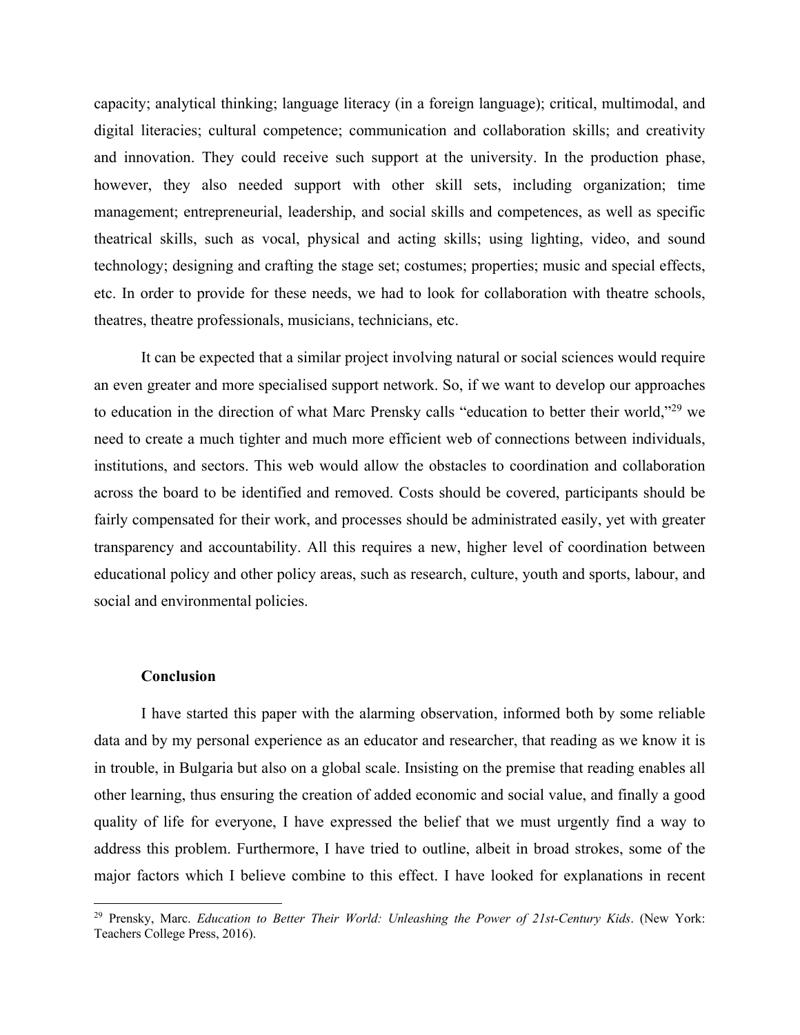capacity; analytical thinking; language literacy (in a foreign language); critical, multimodal, and digital literacies; cultural competence; communication and collaboration skills; and creativity and innovation. They could receive such support at the university. In the production phase, however, they also needed support with other skill sets, including organization; time management; entrepreneurial, leadership, and social skills and competences, as well as specific theatrical skills, such as vocal, physical and acting skills; using lighting, video, and sound technology; designing and crafting the stage set; costumes; properties; music and special effects, etc. In order to provide for these needs, we had to look for collaboration with theatre schools, theatres, theatre professionals, musicians, technicians, etc.

It can be expected that a similar project involving natural or social sciences would require an even greater and more specialised support network. So, if we want to develop our approaches to education in the direction of what Marc Prensky calls "education to better their world,"[29] we need to create a much tighter and much more efficient web of connections between individuals, institutions, and sectors. This web would allow the obstacles to coordination and collaboration across the board to be identified and removed. Costs should be covered, participants should be fairly compensated for their work, and processes should be administrated easily, yet with greater transparency and accountability. All this requires a new, higher level of coordination between educational policy and other policy areas, such as research, culture, youth and sports, labour, and social and environmental policies.

## Conclusion

I have started this paper with the alarming observation, informed both by some reliable data and by my personal experience as an educator and researcher, that reading as we know it is in trouble, in Bulgaria but also on a global scale. Insisting on the premise that reading enables all other learning, thus ensuring the creation of added economic and social value, and finally a good quality of life for everyone, I have expressed the belief that we must urgently find a way to address this problem. Furthermore, I have tried to outline, albeit in broad strokes, some of the major factors which I believe combine to this effect. I have looked for explanations in recent

---

[29] Prensky, Marc. *Education to Better Their World: Unleashing the Power of 21st-Century Kids*. (New York: Teachers College Press, 2016).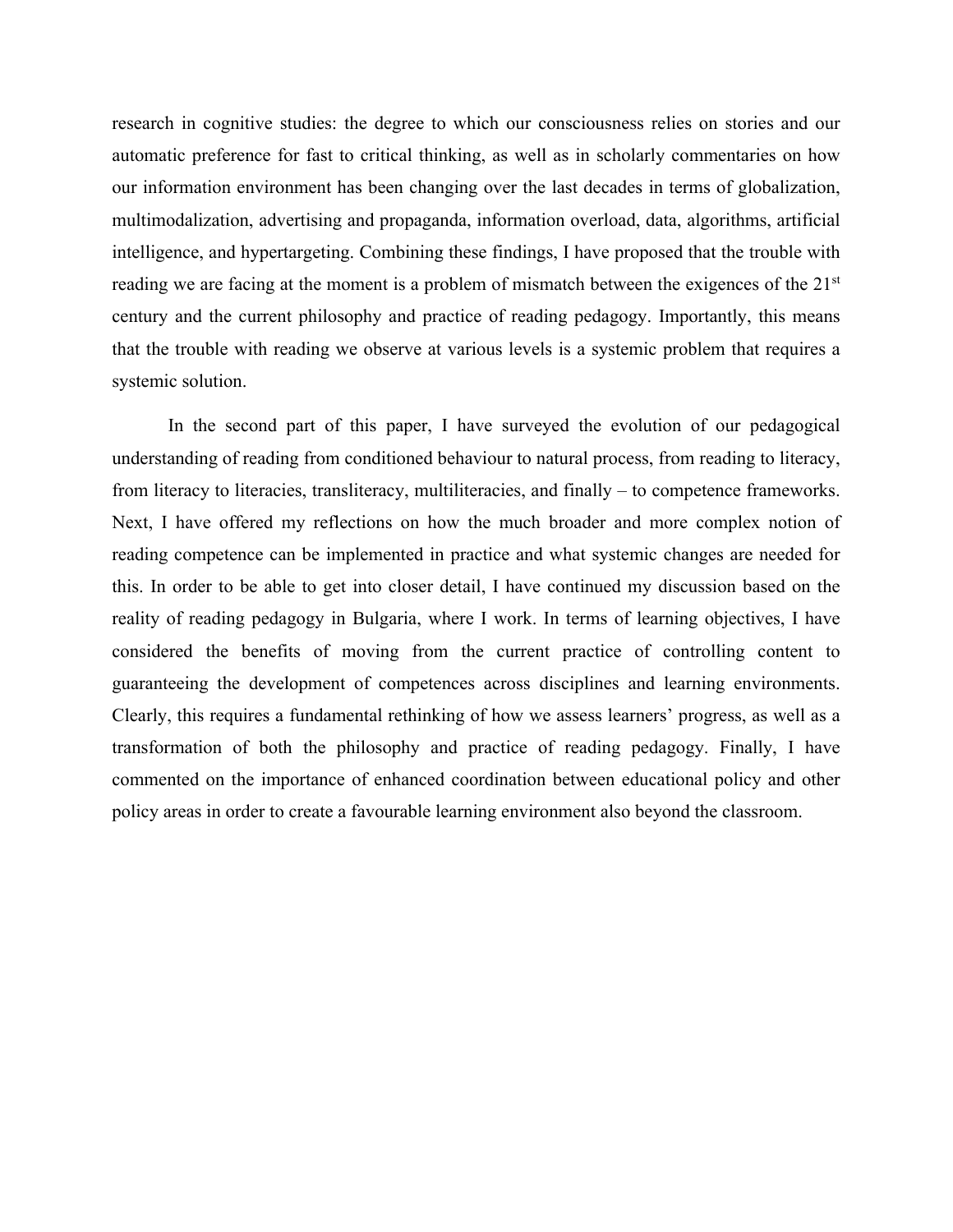research in cognitive studies: the degree to which our consciousness relies on stories and our automatic preference for fast to critical thinking, as well as in scholarly commentaries on how our information environment has been changing over the last decades in terms of globalization, multimodalization, advertising and propaganda, information overload, data, algorithms, artificial intelligence, and hypertargeting. Combining these findings, I have proposed that the trouble with reading we are facing at the moment is a problem of mismatch between the exigences of the 21st century and the current philosophy and practice of reading pedagogy. Importantly, this means that the trouble with reading we observe at various levels is a systemic problem that requires a systemic solution.

In the second part of this paper, I have surveyed the evolution of our pedagogical understanding of reading from conditioned behaviour to natural process, from reading to literacy, from literacy to literacies, transliteracy, multiliteracies, and finally – to competence frameworks. Next, I have offered my reflections on how the much broader and more complex notion of reading competence can be implemented in practice and what systemic changes are needed for this. In order to be able to get into closer detail, I have continued my discussion based on the reality of reading pedagogy in Bulgaria, where I work. In terms of learning objectives, I have considered the benefits of moving from the current practice of controlling content to guaranteeing the development of competences across disciplines and learning environments. Clearly, this requires a fundamental rethinking of how we assess learners' progress, as well as a transformation of both the philosophy and practice of reading pedagogy. Finally, I have commented on the importance of enhanced coordination between educational policy and other policy areas in order to create a favourable learning environment also beyond the classroom.